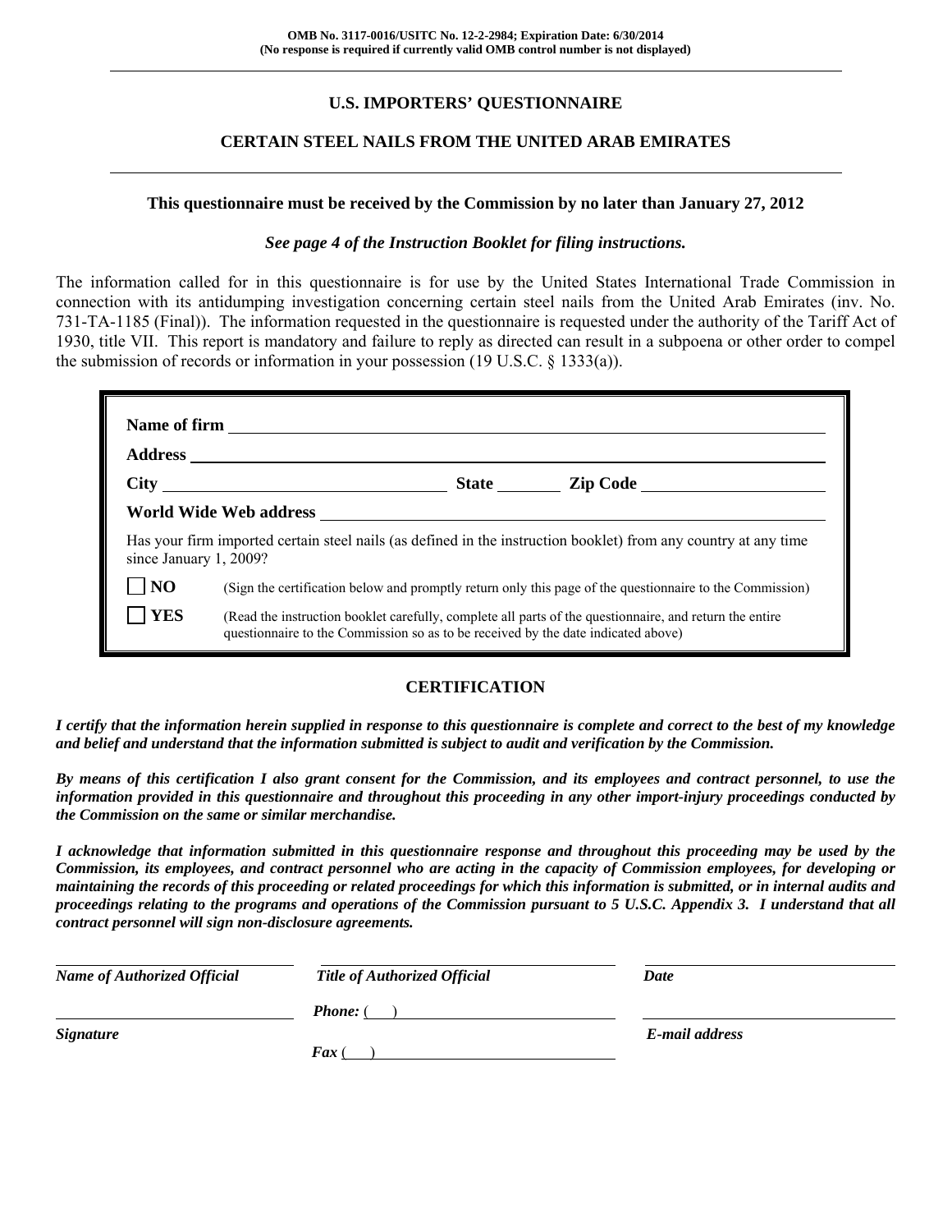**OMB No. 3117-0016/USITC No. 12-2-2984; Expiration Date: 6/30/2014**
**(No response is required if currently valid OMB control number is not displayed)**

# U.S. IMPORTERS' QUESTIONNAIRE

## CERTAIN STEEL NAILS FROM THE UNITED ARAB EMIRATES

**This questionnaire must be received by the Commission by no later than January 27, 2012**

***See page 4 of the Instruction Booklet for filing instructions.***

The information called for in this questionnaire is for use by the United States International Trade Commission in connection with its antidumping investigation concerning certain steel nails from the United Arab Emirates (inv. No. 731-TA-1185 (Final)). The information requested in the questionnaire is requested under the authority of the Tariff Act of 1930, title VII. This report is mandatory and failure to reply as directed can result in a subpoena or other order to compel the submission of records or information in your possession (19 U.S.C. § 1333(a)).

**Name of firm** ______________________________

**Address** ______________________________

**City** ______________ **State** ________ **Zip Code** ______________

**World Wide Web address** ______________________________

Has your firm imported certain steel nails (as defined in the instruction booklet) from any country at any time since January 1, 2009?

☐ **NO** (Sign the certification below and promptly return only this page of the questionnaire to the Commission)

☐ **YES** (Read the instruction booklet carefully, complete all parts of the questionnaire, and return the entire questionnaire to the Commission so as to be received by the date indicated above)

## CERTIFICATION

***I certify that the information herein supplied in response to this questionnaire is complete and correct to the best of my knowledge and belief and understand that the information submitted is subject to audit and verification by the Commission.***

***By means of this certification I also grant consent for the Commission, and its employees and contract personnel, to use the information provided in this questionnaire and throughout this proceeding in any other import-injury proceedings conducted by the Commission on the same or similar merchandise.***

***I acknowledge that information submitted in this questionnaire response and throughout this proceeding may be used by the Commission, its employees, and contract personnel who are acting in the capacity of Commission employees, for developing or maintaining the records of this proceeding or related proceedings for which this information is submitted, or in internal audits and proceedings relating to the programs and operations of the Commission pursuant to 5 U.S.C. Appendix 3. I understand that all contract personnel will sign non-disclosure agreements.***

______________________________ ______________________________ ______________________________
***Name of Authorized Official*** ***Title of Authorized Official*** ***Date***

______________________________ ***Phone:*** ( ) ______________ ______________________________
***Signature*** ***E-mail address***

***Fax*** ( ) ______________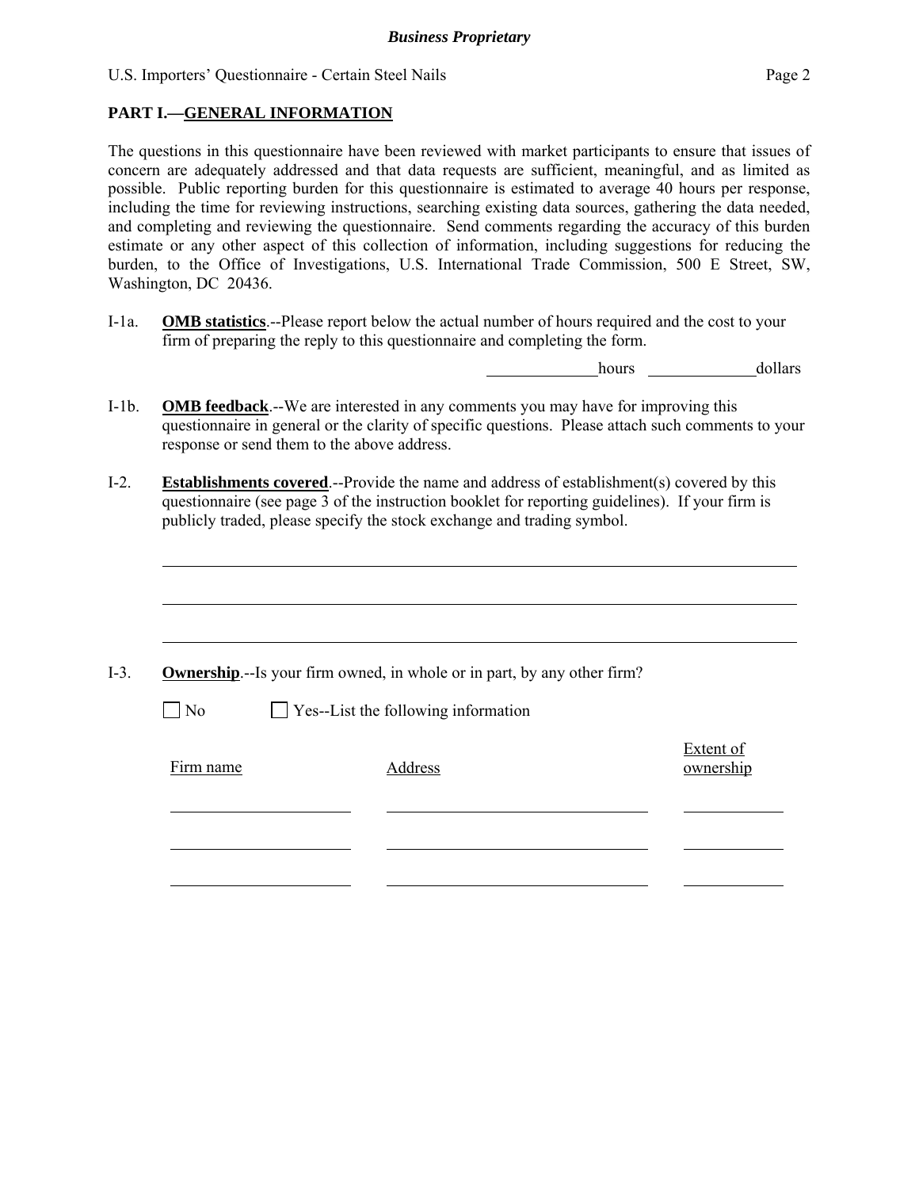## PART I.—GENERAL INFORMATION

The questions in this questionnaire have been reviewed with market participants to ensure that issues of concern are adequately addressed and that data requests are sufficient, meaningful, and as limited as possible. Public reporting burden for this questionnaire is estimated to average 40 hours per response, including the time for reviewing instructions, searching existing data sources, gathering the data needed, and completing and reviewing the questionnaire. Send comments regarding the accuracy of this burden estimate or any other aspect of this collection of information, including suggestions for reducing the burden, to the Office of Investigations, U.S. International Trade Commission, 500 E Street, SW, Washington, DC 20436.

I-1a. **OMB statistics**.--Please report below the actual number of hours required and the cost to your firm of preparing the reply to this questionnaire and completing the form.

______________ hours ______________ dollars

I-1b. **OMB feedback**.--We are interested in any comments you may have for improving this questionnaire in general or the clarity of specific questions. Please attach such comments to your response or send them to the above address.

I-2. **Establishments covered**.--Provide the name and address of establishment(s) covered by this questionnaire (see page 3 of the instruction booklet for reporting guidelines). If your firm is publicly traded, please specify the stock exchange and trading symbol.

________________________________________________________________________________

________________________________________________________________________________

________________________________________________________________________________

I-3. **Ownership**.--Is your firm owned, in whole or in part, by any other firm?

☐ No ☐ Yes--List the following information

| Firm name | Address | Extent of ownership |
|---|---|---|
| | | |
| | | |
| | | |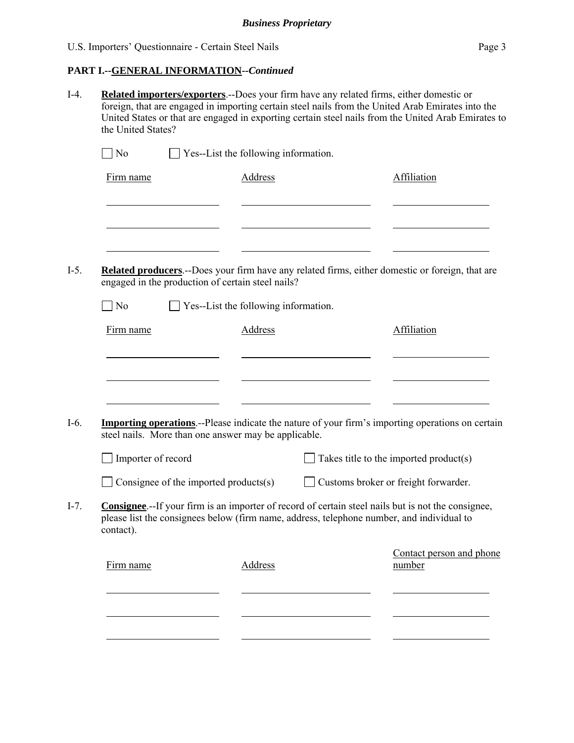**PART I.--GENERAL INFORMATION--*Continued***

I-4. **Related importers/exporters**.--Does your firm have any related firms, either domestic or foreign, that are engaged in importing certain steel nails from the United Arab Emirates into the United States or that are engaged in exporting certain steel nails from the United Arab Emirates to the United States?

☐ No ☐ Yes--List the following information.

| Firm name | Address | Affiliation |
|---|---|---|
| | | |
| | | |
| | | |

I-5. **Related producers**.--Does your firm have any related firms, either domestic or foreign, that are engaged in the production of certain steel nails?

☐ No ☐ Yes--List the following information.

| Firm name | Address | Affiliation |
|---|---|---|
| | | |
| | | |
| | | |

I-6. **Importing operations**.--Please indicate the nature of your firm's importing operations on certain steel nails. More than one answer may be applicable.

☐ Importer of record ☐ Takes title to the imported product(s)

☐ Consignee of the imported products(s) ☐ Customs broker or freight forwarder.

I-7. **Consignee**.--If your firm is an importer of record of certain steel nails but is not the consignee, please list the consignees below (firm name, address, telephone number, and individual to contact).

| Firm name | Address | Contact person and phone number |
|---|---|---|
| | | |
| | | |
| | | |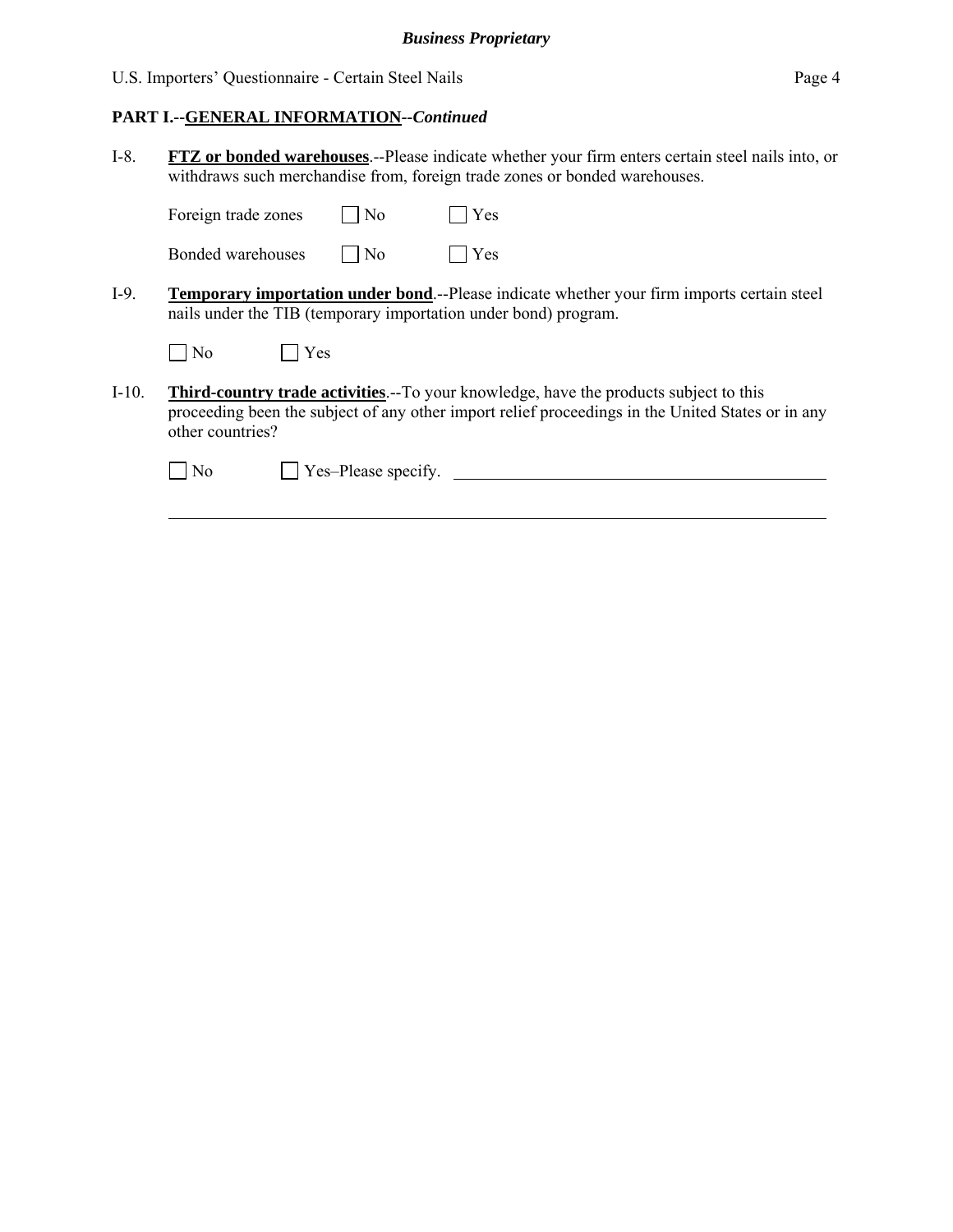**PART I.--<u>GENERAL INFORMATION</u>--*Continued***

I-8. **<u>FTZ or bonded warehouses</u>**.--Please indicate whether your firm enters certain steel nails into, or withdraws such merchandise from, foreign trade zones or bonded warehouses.

Foreign trade zones ☐ No ☐ Yes

Bonded warehouses ☐ No ☐ Yes

I-9. **<u>Temporary importation under bond</u>**.--Please indicate whether your firm imports certain steel nails under the TIB (temporary importation under bond) program.

☐ No ☐ Yes

I-10. **<u>Third-country trade activities</u>**.--To your knowledge, have the products subject to this proceeding been the subject of any other import relief proceedings in the United States or in any other countries?

☐ No ☐ Yes–Please specify. ______________________________________________

______________________________________________________________________________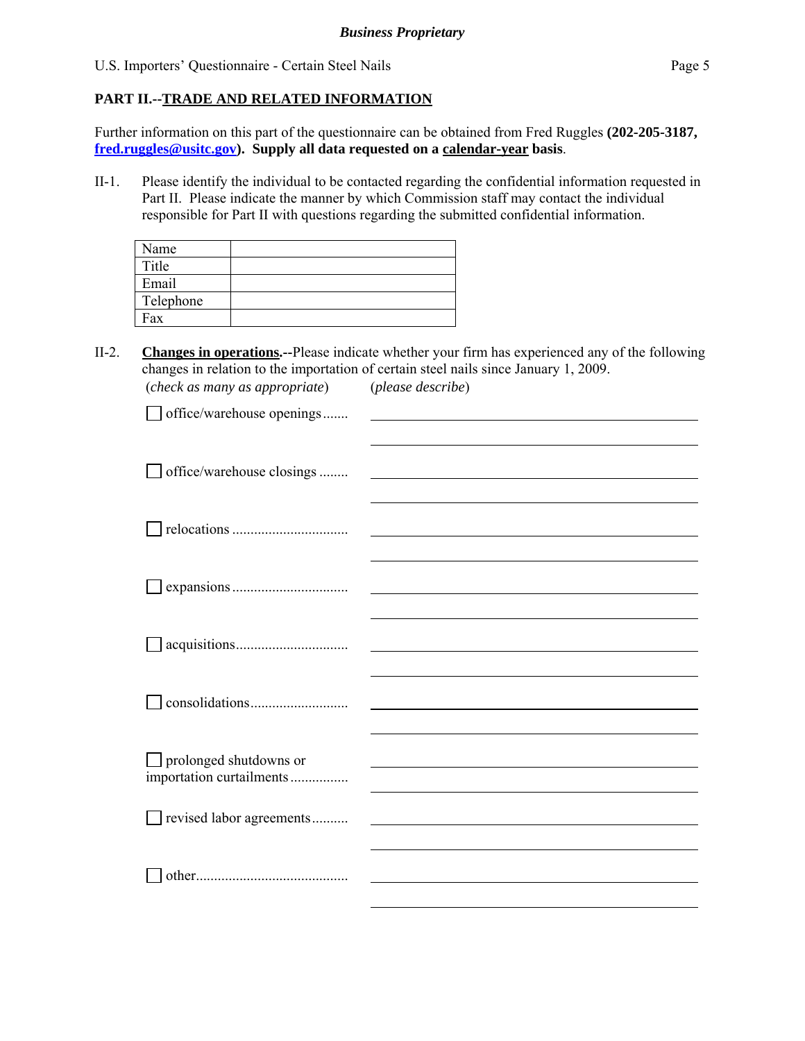## PART II.--TRADE AND RELATED INFORMATION

Further information on this part of the questionnaire can be obtained from Fred Ruggles **(202-205-3187, fred.ruggles@usitc.gov). Supply all data requested on a calendar-year basis**.

II-1. Please identify the individual to be contacted regarding the confidential information requested in Part II. Please indicate the manner by which Commission staff may contact the individual responsible for Part II with questions regarding the submitted confidential information.

| | |
|---|---|
| Name | |
| Title | |
| Email | |
| Telephone | |
| Fax | |

II-2. **Changes in operations.**--Please indicate whether your firm has experienced any of the following changes in relation to the importation of certain steel nails since January 1, 2009.

(*check as many as appropriate*) (*please describe*)

☐ office/warehouse openings ....... ______________________________

☐ office/warehouse closings ........ ______________________________

☐ relocations ............................... ______________________________

☐ expansions ............................... ______________________________

☐ acquisitions.............................. ______________________________

☐ consolidations.......................... ______________________________

☐ prolonged shutdowns or importation curtailments ................ ______________________________

☐ revised labor agreements.......... ______________________________

☐ other.......................................... ______________________________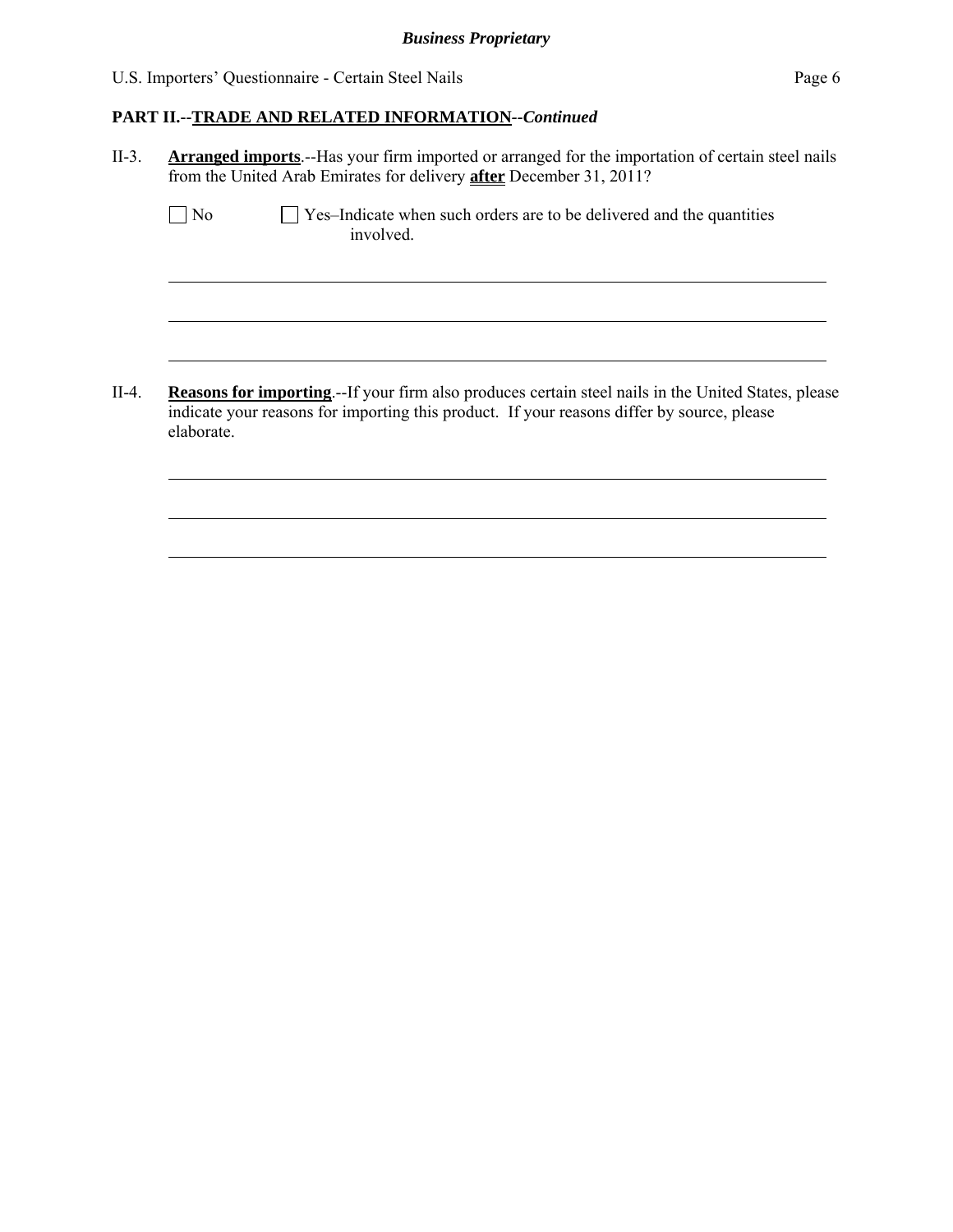## PART II.--**TRADE AND RELATED INFORMATION**--*Continued*

II-3. **Arranged imports**.--Has your firm imported or arranged for the importation of certain steel nails from the United Arab Emirates for delivery **after** December 31, 2011?

☐ No ☐ Yes–Indicate when such orders are to be delivered and the quantities involved.

\_\_\_\_\_\_\_\_\_\_\_\_\_\_\_\_\_\_\_\_\_\_\_\_\_\_\_\_\_\_\_\_\_\_\_\_\_\_\_\_\_\_\_\_\_\_\_\_\_\_\_\_\_\_\_\_\_\_\_\_\_\_\_\_\_\_\_\_\_\_\_\_\_\_\_\_

\_\_\_\_\_\_\_\_\_\_\_\_\_\_\_\_\_\_\_\_\_\_\_\_\_\_\_\_\_\_\_\_\_\_\_\_\_\_\_\_\_\_\_\_\_\_\_\_\_\_\_\_\_\_\_\_\_\_\_\_\_\_\_\_\_\_\_\_\_\_\_\_\_\_\_\_

\_\_\_\_\_\_\_\_\_\_\_\_\_\_\_\_\_\_\_\_\_\_\_\_\_\_\_\_\_\_\_\_\_\_\_\_\_\_\_\_\_\_\_\_\_\_\_\_\_\_\_\_\_\_\_\_\_\_\_\_\_\_\_\_\_\_\_\_\_\_\_\_\_\_\_\_

II-4. **Reasons for importing**.--If your firm also produces certain steel nails in the United States, please indicate your reasons for importing this product. If your reasons differ by source, please elaborate.

\_\_\_\_\_\_\_\_\_\_\_\_\_\_\_\_\_\_\_\_\_\_\_\_\_\_\_\_\_\_\_\_\_\_\_\_\_\_\_\_\_\_\_\_\_\_\_\_\_\_\_\_\_\_\_\_\_\_\_\_\_\_\_\_\_\_\_\_\_\_\_\_\_\_\_\_

\_\_\_\_\_\_\_\_\_\_\_\_\_\_\_\_\_\_\_\_\_\_\_\_\_\_\_\_\_\_\_\_\_\_\_\_\_\_\_\_\_\_\_\_\_\_\_\_\_\_\_\_\_\_\_\_\_\_\_\_\_\_\_\_\_\_\_\_\_\_\_\_\_\_\_\_

\_\_\_\_\_\_\_\_\_\_\_\_\_\_\_\_\_\_\_\_\_\_\_\_\_\_\_\_\_\_\_\_\_\_\_\_\_\_\_\_\_\_\_\_\_\_\_\_\_\_\_\_\_\_\_\_\_\_\_\_\_\_\_\_\_\_\_\_\_\_\_\_\_\_\_\_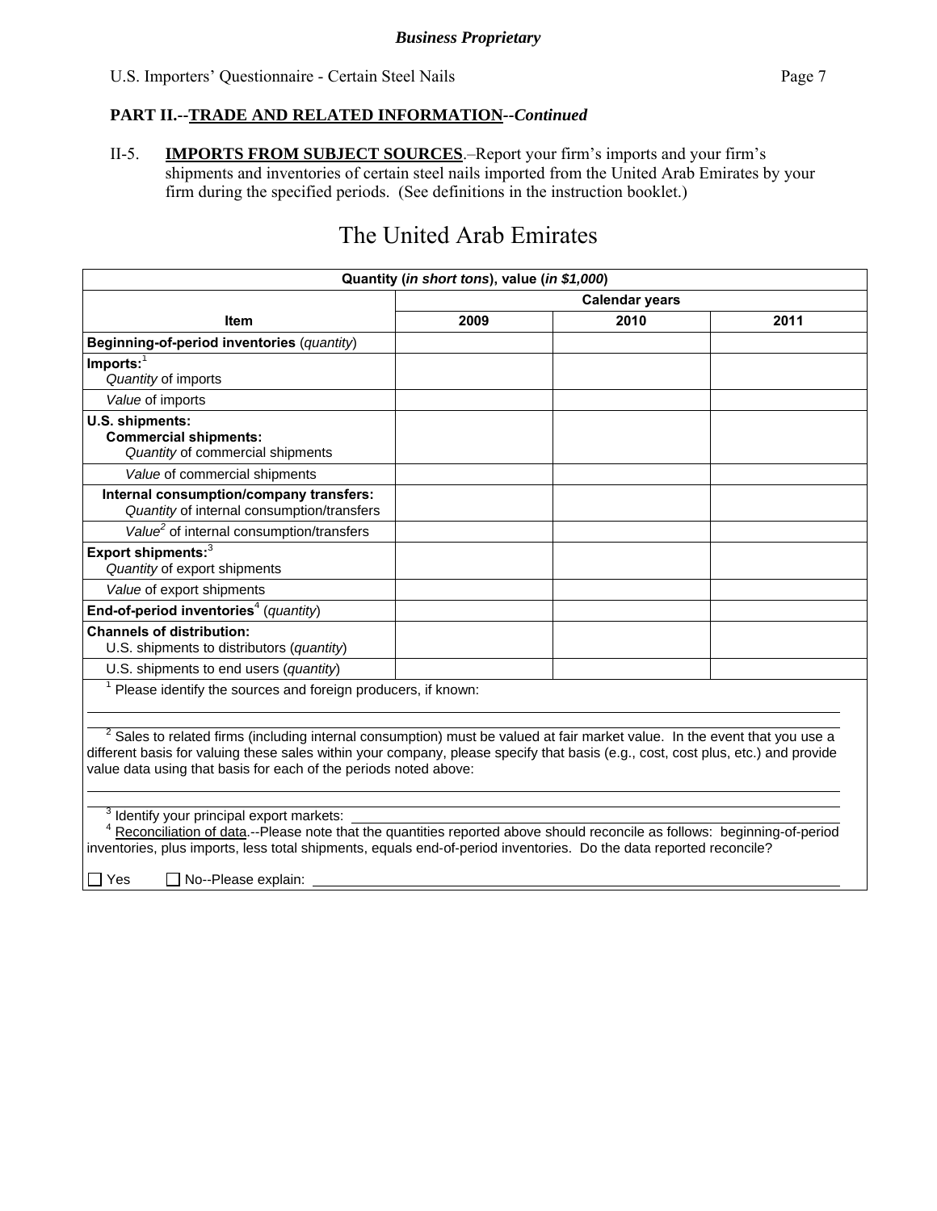**PART II.--TRADE AND RELATED INFORMATION--*Continued***

II-5. **IMPORTS FROM SUBJECT SOURCES**.–Report your firm's imports and your firm's shipments and inventories of certain steel nails imported from the United Arab Emirates by your firm during the specified periods. (See definitions in the instruction booklet.)

# The United Arab Emirates

| Quantity (*in short tons*), value (*in $1,000*) | | | |
|---|---|---|---|
| | Calendar years | | |
| **Item** | **2009** | **2010** | **2011** |
| **Beginning-of-period inventories** (*quantity*) | | | |
| **Imports:**[1] *Quantity* of imports | | | |
| *Value* of imports | | | |
| **U.S. shipments:** **Commercial shipments:** *Quantity* of commercial shipments | | | |
| *Value* of commercial shipments | | | |
| **Internal consumption/company transfers:** *Quantity* of internal consumption/transfers | | | |
| *Value*[2] of internal consumption/transfers | | | |
| **Export shipments:**[3] *Quantity* of export shipments | | | |
| *Value* of export shipments | | | |
| **End-of-period inventories**[4] (*quantity*) | | | |
| **Channels of distribution:** U.S. shipments to distributors (*quantity*) | | | |
| U.S. shipments to end users (*quantity*) | | | |

[1] Please identify the sources and foreign producers, if known: ______

[2] Sales to related firms (including internal consumption) must be valued at fair market value. In the event that you use a different basis for valuing these sales within your company, please specify that basis (e.g., cost, cost plus, etc.) and provide value data using that basis for each of the periods noted above: ______

[3] Identify your principal export markets: ______

[4] Reconciliation of data.--Please note that the quantities reported above should reconcile as follows: beginning-of-period inventories, plus imports, less total shipments, equals end-of-period inventories. Do the data reported reconcile?

☐ Yes ☐ No--Please explain: ______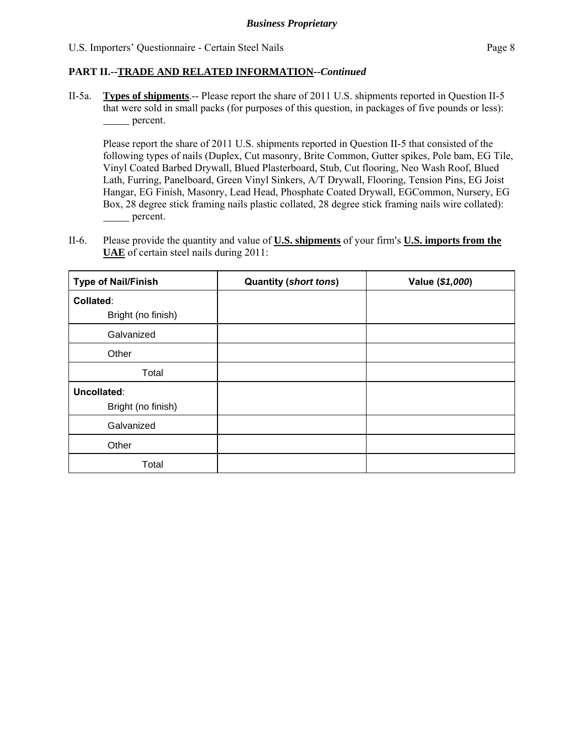**PART II.--TRADE AND RELATED INFORMATION--*Continued***

II-5a. **Types of shipments**.-- Please report the share of 2011 U.S. shipments reported in Question II-5 that were sold in small packs (for purposes of this question, in packages of five pounds or less): _____ percent.

Please report the share of 2011 U.S. shipments reported in Question II-5 that consisted of the following types of nails (Duplex, Cut masonry, Brite Common, Gutter spikes, Pole bam, EG Tile, Vinyl Coated Barbed Drywall, Blued Plasterboard, Stub, Cut flooring, Neo Wash Roof, Blued Lath, Furring, Panelboard, Green Vinyl Sinkers, A/T Drywall, Flooring, Tension Pins, EG Joist Hangar, EG Finish, Masonry, Lead Head, Phosphate Coated Drywall, EGCommon, Nursery, EG Box, 28 degree stick framing nails plastic collated, 28 degree stick framing nails wire collated): _____ percent.

II-6. Please provide the quantity and value of **U.S. shipments** of your firm's **U.S. imports from the UAE** of certain steel nails during 2011:

| Type of Nail/Finish | Quantity (*short tons*) | Value (*$1,000*) |
|---|---|---|
| **Collated**: Bright (no finish) | | |
| Galvanized | | |
| Other | | |
| Total | | |
| **Uncollated**: Bright (no finish) | | |
| Galvanized | | |
| Other | | |
| Total | | |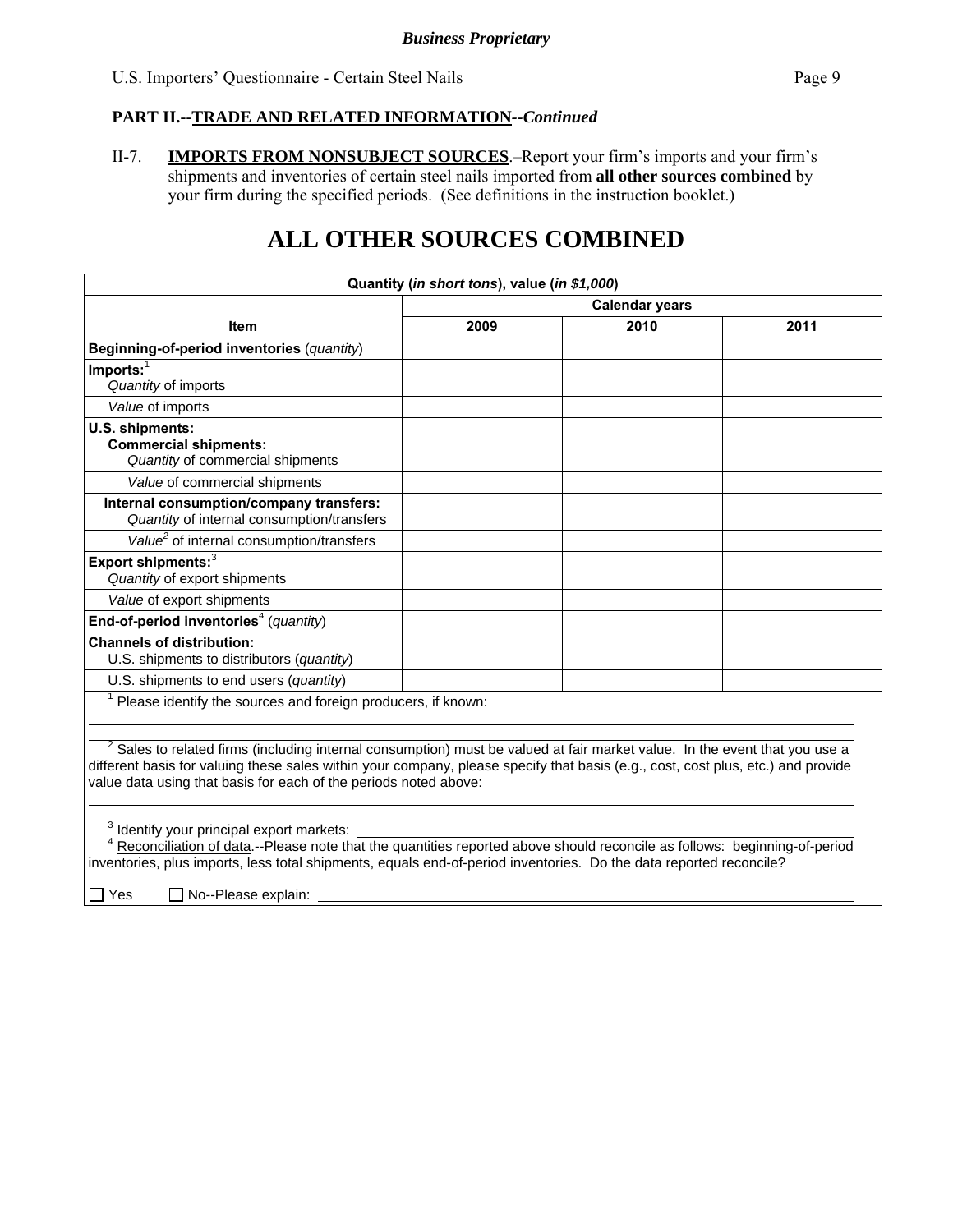*Business Proprietary*

**PART II.--TRADE AND RELATED INFORMATION--*Continued***

II-7. **IMPORTS FROM NONSUBJECT SOURCES**.–Report your firm's imports and your firm's shipments and inventories of certain steel nails imported from **all other sources combined** by your firm during the specified periods. (See definitions in the instruction booklet.)

# ALL OTHER SOURCES COMBINED

| Quantity (*in short tons*), value (*in $1,000*) | | | |
|---|---|---|---|
| | Calendar years | | |
| **Item** | **2009** | **2010** | **2011** |
| **Beginning-of-period inventories** (*quantity*) | | | |
| **Imports:**[1] *Quantity* of imports | | | |
| *Value* of imports | | | |
| **U.S. shipments:** **Commercial shipments:** *Quantity* of commercial shipments | | | |
| *Value* of commercial shipments | | | |
| **Internal consumption/company transfers:** *Quantity* of internal consumption/transfers | | | |
| *Value*[2] of internal consumption/transfers | | | |
| **Export shipments:**[3] *Quantity* of export shipments | | | |
| *Value* of export shipments | | | |
| **End-of-period inventories**[4] (*quantity*) | | | |
| **Channels of distribution:** U.S. shipments to distributors (*quantity*) | | | |
| U.S. shipments to end users (*quantity*) | | | |

[1] Please identify the sources and foreign producers, if known:

[2] Sales to related firms (including internal consumption) must be valued at fair market value. In the event that you use a different basis for valuing these sales within your company, please specify that basis (e.g., cost, cost plus, etc.) and provide value data using that basis for each of the periods noted above:

[3] Identify your principal export markets:

[4] Reconciliation of data.--Please note that the quantities reported above should reconcile as follows: beginning-of-period inventories, plus imports, less total shipments, equals end-of-period inventories. Do the data reported reconcile?

☐ Yes ☐ No--Please explain: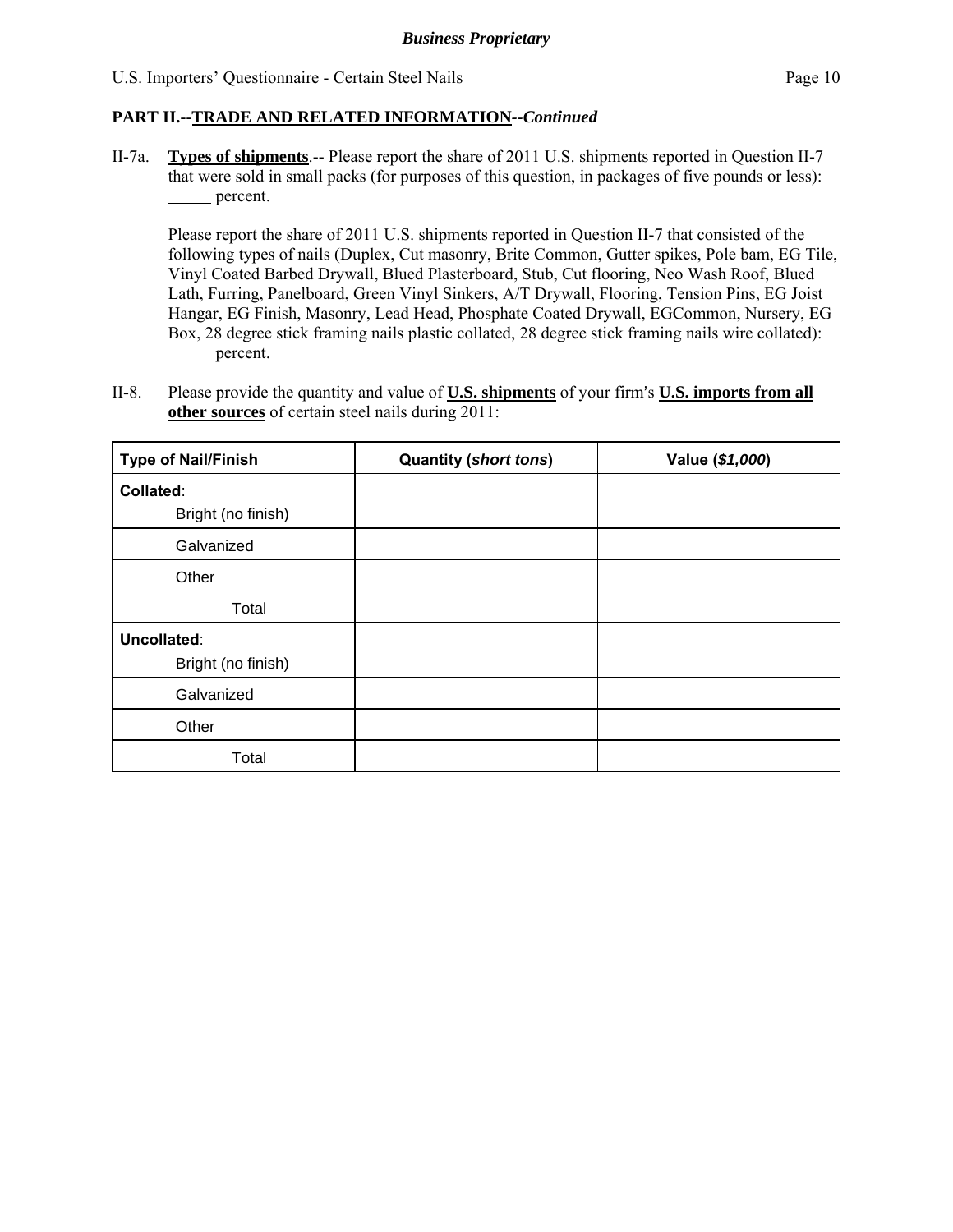## PART II.--TRADE AND RELATED INFORMATION--*Continued*

II-7a. **Types of shipments**.-- Please report the share of 2011 U.S. shipments reported in Question II-7 that were sold in small packs (for purposes of this question, in packages of five pounds or less): _____ percent.

Please report the share of 2011 U.S. shipments reported in Question II-7 that consisted of the following types of nails (Duplex, Cut masonry, Brite Common, Gutter spikes, Pole bam, EG Tile, Vinyl Coated Barbed Drywall, Blued Plasterboard, Stub, Cut flooring, Neo Wash Roof, Blued Lath, Furring, Panelboard, Green Vinyl Sinkers, A/T Drywall, Flooring, Tension Pins, EG Joist Hangar, EG Finish, Masonry, Lead Head, Phosphate Coated Drywall, EGCommon, Nursery, EG Box, 28 degree stick framing nails plastic collated, 28 degree stick framing nails wire collated): _____ percent.

II-8. Please provide the quantity and value of **U.S. shipments** of your firm's **U.S. imports from all other sources** of certain steel nails during 2011:

| Type of Nail/Finish | Quantity (*short tons*) | Value (*$1,000*) |
|---|---|---|
| **Collated**: Bright (no finish) | | |
| Galvanized | | |
| Other | | |
| Total | | |
| **Uncollated**: Bright (no finish) | | |
| Galvanized | | |
| Other | | |
| Total | | |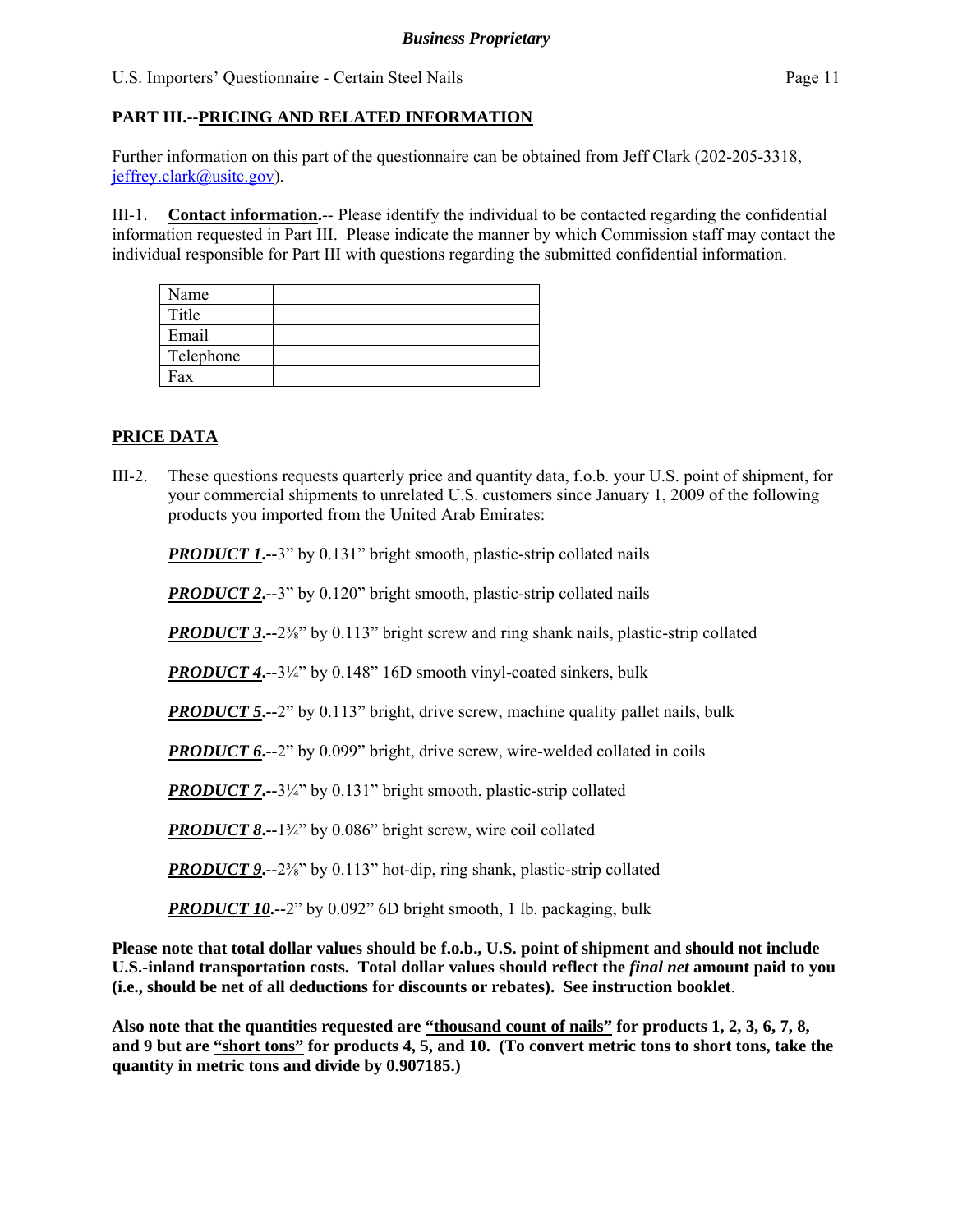## PART III.--PRICING AND RELATED INFORMATION

Further information on this part of the questionnaire can be obtained from Jeff Clark (202-205-3318, jeffrey.clark@usitc.gov).

III-1. **Contact information.**-- Please identify the individual to be contacted regarding the confidential information requested in Part III. Please indicate the manner by which Commission staff may contact the individual responsible for Part III with questions regarding the submitted confidential information.

| Name | |
|---|---|
| Title | |
| Email | |
| Telephone | |
| Fax | |

## PRICE DATA

III-2. These questions requests quarterly price and quantity data, f.o.b. your U.S. point of shipment, for your commercial shipments to unrelated U.S. customers since January 1, 2009 of the following products you imported from the United Arab Emirates:

***PRODUCT 1.***--3" by 0.131" bright smooth, plastic-strip collated nails

***PRODUCT 2.***--3" by 0.120" bright smooth, plastic-strip collated nails

***PRODUCT 3.***--2⅜" by 0.113" bright screw and ring shank nails, plastic-strip collated

***PRODUCT 4.***--3¼" by 0.148" 16D smooth vinyl-coated sinkers, bulk

***PRODUCT 5.***--2" by 0.113" bright, drive screw, machine quality pallet nails, bulk

***PRODUCT 6.***--2" by 0.099" bright, drive screw, wire-welded collated in coils

***PRODUCT 7.***--3¼" by 0.131" bright smooth, plastic-strip collated

***PRODUCT 8.***--1¾" by 0.086" bright screw, wire coil collated

***PRODUCT 9.***--2⅜" by 0.113" hot-dip, ring shank, plastic-strip collated

***PRODUCT 10.***--2" by 0.092" 6D bright smooth, 1 lb. packaging, bulk

**Please note that total dollar values should be f.o.b., U.S. point of shipment and should not include U.S.-inland transportation costs. Total dollar values should reflect the *final net* amount paid to you (i.e., should be net of all deductions for discounts or rebates). See instruction booklet.**

**Also note that the quantities requested are "thousand count of nails" for products 1, 2, 3, 6, 7, 8, and 9 but are "short tons" for products 4, 5, and 10. (To convert metric tons to short tons, take the quantity in metric tons and divide by 0.907185.)**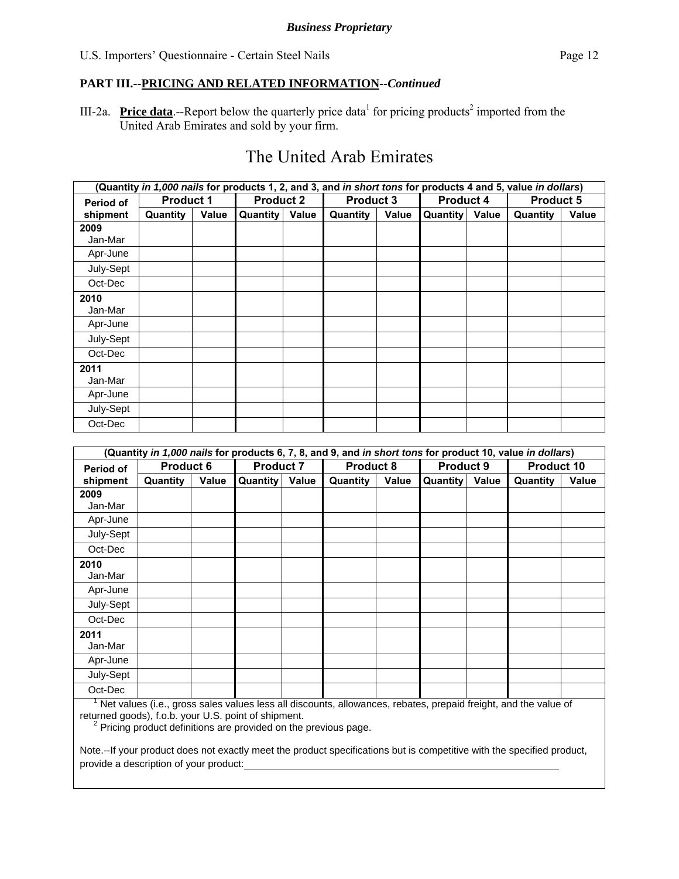***Business Proprietary***

U.S. Importers' Questionnaire - Certain Steel Nails

## PART III.--PRICING AND RELATED INFORMATION--*Continued*

III-2a. **Price data**.--Report below the quarterly price data[1] for pricing products[2] imported from the United Arab Emirates and sold by your firm.

# The United Arab Emirates

| (Quantity *in 1,000 nails* for products 1, 2, and 3, and *in short tons* for products 4 and 5, value *in dollars*) | | | | | | | | | | |
|---|---|---|---|---|---|---|---|---|---|---|
| Period of shipment | Product 1 | | Product 2 | | Product 3 | | Product 4 | | Product 5 | |
| | Quantity | Value | Quantity | Value | Quantity | Value | Quantity | Value | Quantity | Value |
| **2009** Jan-Mar | | | | | | | | | | |
| Apr-June | | | | | | | | | | |
| July-Sept | | | | | | | | | | |
| Oct-Dec | | | | | | | | | | |
| **2010** Jan-Mar | | | | | | | | | | |
| Apr-June | | | | | | | | | | |
| July-Sept | | | | | | | | | | |
| Oct-Dec | | | | | | | | | | |
| **2011** Jan-Mar | | | | | | | | | | |
| Apr-June | | | | | | | | | | |
| July-Sept | | | | | | | | | | |
| Oct-Dec | | | | | | | | | | |

| (Quantity *in 1,000 nails* for products 6, 7, 8, and 9, and *in short tons* for product 10, value *in dollars*) | | | | | | | | | | |
|---|---|---|---|---|---|---|---|---|---|---|
| Period of shipment | Product 6 | | Product 7 | | Product 8 | | Product 9 | | Product 10 | |
| | Quantity | Value | Quantity | Value | Quantity | Value | Quantity | Value | Quantity | Value |
| **2009** Jan-Mar | | | | | | | | | | |
| Apr-June | | | | | | | | | | |
| July-Sept | | | | | | | | | | |
| Oct-Dec | | | | | | | | | | |
| **2010** Jan-Mar | | | | | | | | | | |
| Apr-June | | | | | | | | | | |
| July-Sept | | | | | | | | | | |
| Oct-Dec | | | | | | | | | | |
| **2011** Jan-Mar | | | | | | | | | | |
| Apr-June | | | | | | | | | | |
| July-Sept | | | | | | | | | | |
| Oct-Dec | | | | | | | | | | |

[1] Net values (i.e., gross sales values less all discounts, allowances, rebates, prepaid freight, and the value of returned goods), f.o.b. your U.S. point of shipment.

[2] Pricing product definitions are provided on the previous page.

Note.--If your product does not exactly meet the product specifications but is competitive with the specified product, provide a description of your product: ______________________________________________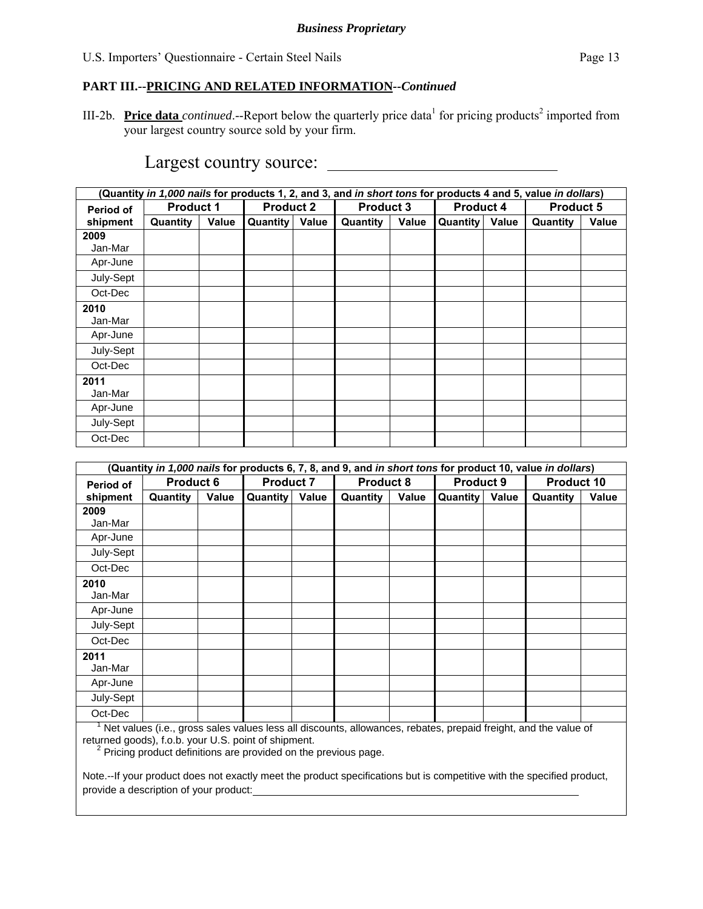***Business Proprietary***

**PART III.--PRICING AND RELATED INFORMATION--*Continued***

III-2b. **Price data** *continued*.--Report below the quarterly price data[1] for pricing products[2] imported from your largest country source sold by your firm.

Largest country source: ___________________________

| (Quantity *in 1,000 nails* for products 1, 2, and 3, and *in short tons* for products 4 and 5, value *in dollars*) | | | | | | | | | | |
|---|---|---|---|---|---|---|---|---|---|---|
| Period of shipment | Product 1 | | Product 2 | | Product 3 | | Product 4 | | Product 5 | |
| | Quantity | Value | Quantity | Value | Quantity | Value | Quantity | Value | Quantity | Value |
| **2009** Jan-Mar | | | | | | | | | | |
| Apr-June | | | | | | | | | | |
| July-Sept | | | | | | | | | | |
| Oct-Dec | | | | | | | | | | |
| **2010** Jan-Mar | | | | | | | | | | |
| Apr-June | | | | | | | | | | |
| July-Sept | | | | | | | | | | |
| Oct-Dec | | | | | | | | | | |
| **2011** Jan-Mar | | | | | | | | | | |
| Apr-June | | | | | | | | | | |
| July-Sept | | | | | | | | | | |
| Oct-Dec | | | | | | | | | | |

| (Quantity *in 1,000 nails* for products 6, 7, 8, and 9, and *in short tons* for product 10, value *in dollars*) | | | | | | | | | | |
|---|---|---|---|---|---|---|---|---|---|---|
| Period of shipment | Product 6 | | Product 7 | | Product 8 | | Product 9 | | Product 10 | |
| | Quantity | Value | Quantity | Value | Quantity | Value | Quantity | Value | Quantity | Value |
| **2009** Jan-Mar | | | | | | | | | | |
| Apr-June | | | | | | | | | | |
| July-Sept | | | | | | | | | | |
| Oct-Dec | | | | | | | | | | |
| **2010** Jan-Mar | | | | | | | | | | |
| Apr-June | | | | | | | | | | |
| July-Sept | | | | | | | | | | |
| Oct-Dec | | | | | | | | | | |
| **2011** Jan-Mar | | | | | | | | | | |
| Apr-June | | | | | | | | | | |
| July-Sept | | | | | | | | | | |
| Oct-Dec | | | | | | | | | | |

[1] Net values (i.e., gross sales values less all discounts, allowances, rebates, prepaid freight, and the value of returned goods), f.o.b. your U.S. point of shipment.
[2] Pricing product definitions are provided on the previous page.

Note.--If your product does not exactly meet the product specifications but is competitive with the specified product, provide a description of your product:___________________________________________________________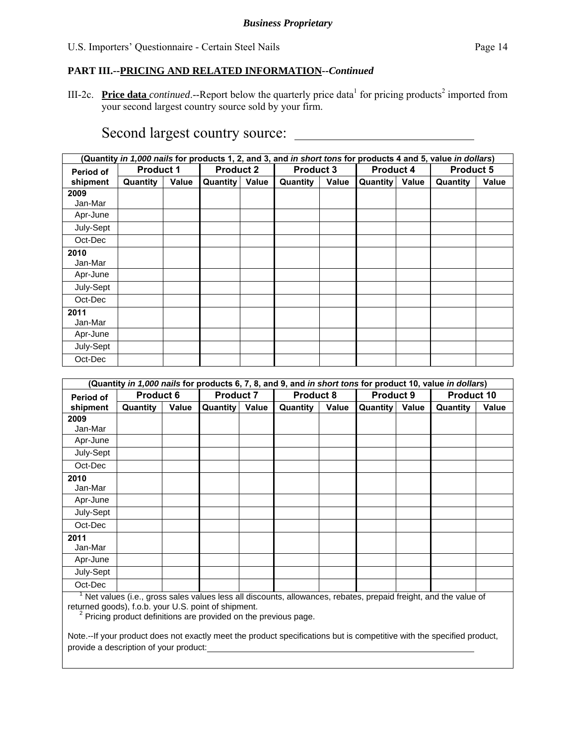*Business Proprietary*

U.S. Importers' Questionnaire - Certain Steel Nails

**PART III.--PRICING AND RELATED INFORMATION--*Continued***

III-2c. **Price data** *continued*.--Report below the quarterly price data[1] for pricing products[2] imported from your second largest country source sold by your firm.

Second largest country source: ___________________________

| (Quantity *in 1,000 nails* for products 1, 2, and 3, and *in short tons* for products 4 and 5, value *in dollars*) | | | | | | | | | | |
|---|---|---|---|---|---|---|---|---|---|---|
| Period of shipment | Product 1 | | Product 2 | | Product 3 | | Product 4 | | Product 5 | |
| | Quantity | Value | Quantity | Value | Quantity | Value | Quantity | Value | Quantity | Value |
| **2009** Jan-Mar | | | | | | | | | | |
| Apr-June | | | | | | | | | | |
| July-Sept | | | | | | | | | | |
| Oct-Dec | | | | | | | | | | |
| **2010** Jan-Mar | | | | | | | | | | |
| Apr-June | | | | | | | | | | |
| July-Sept | | | | | | | | | | |
| Oct-Dec | | | | | | | | | | |
| **2011** Jan-Mar | | | | | | | | | | |
| Apr-June | | | | | | | | | | |
| July-Sept | | | | | | | | | | |
| Oct-Dec | | | | | | | | | | |

| (Quantity *in 1,000 nails* for products 6, 7, 8, and 9, and *in short tons* for product 10, value *in dollars*) | | | | | | | | | | |
|---|---|---|---|---|---|---|---|---|---|---|
| Period of shipment | Product 6 | | Product 7 | | Product 8 | | Product 9 | | Product 10 | |
| | Quantity | Value | Quantity | Value | Quantity | Value | Quantity | Value | Quantity | Value |
| **2009** Jan-Mar | | | | | | | | | | |
| Apr-June | | | | | | | | | | |
| July-Sept | | | | | | | | | | |
| Oct-Dec | | | | | | | | | | |
| **2010** Jan-Mar | | | | | | | | | | |
| Apr-June | | | | | | | | | | |
| July-Sept | | | | | | | | | | |
| Oct-Dec | | | | | | | | | | |
| **2011** Jan-Mar | | | | | | | | | | |
| Apr-June | | | | | | | | | | |
| July-Sept | | | | | | | | | | |
| Oct-Dec | | | | | | | | | | |

[1] Net values (i.e., gross sales values less all discounts, allowances, rebates, prepaid freight, and the value of returned goods), f.o.b. your U.S. point of shipment.

[2] Pricing product definitions are provided on the previous page.

Note.--If your product does not exactly meet the product specifications but is competitive with the specified product, provide a description of your product: ___________________________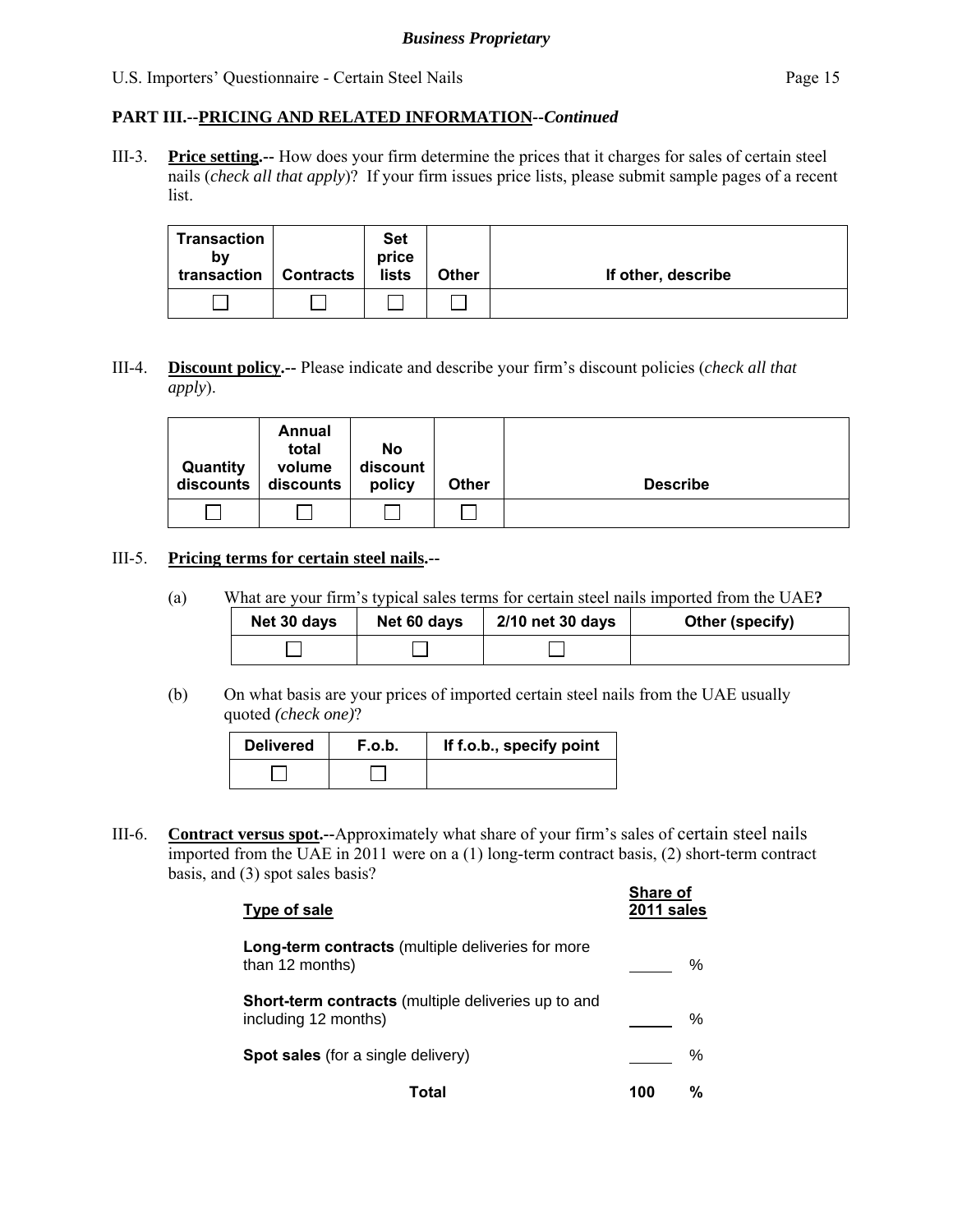**Business Proprietary**

## PART III.--PRICING AND RELATED INFORMATION--*Continued*

III-3. **Price setting.--** How does your firm determine the prices that it charges for sales of certain steel nails (*check all that apply*)? If your firm issues price lists, please submit sample pages of a recent list.

| Transaction by transaction | Contracts | Set price lists | Other | If other, describe |
|---|---|---|---|---|
| ☐ | ☐ | ☐ | ☐ | |

III-4. **Discount policy.--** Please indicate and describe your firm's discount policies (*check all that apply*).

| Quantity discounts | Annual total volume discounts | No discount policy | Other | Describe |
|---|---|---|---|---|
| ☐ | ☐ | ☐ | ☐ | |

III-5. **Pricing terms for certain steel nails.--**

(a) What are your firm's typical sales terms for certain steel nails imported from the UAE**?**

| Net 30 days | Net 60 days | 2/10 net 30 days | Other (specify) |
|---|---|---|---|
| ☐ | ☐ | ☐ | |

(b) On what basis are your prices of imported certain steel nails from the UAE usually quoted *(check one)*?

| Delivered | F.o.b. | If f.o.b., specify point |
|---|---|---|
| ☐ | ☐ | |

III-6. **Contract versus spot.--**Approximately what share of your firm's sales of certain steel nails imported from the UAE in 2011 were on a (1) long-term contract basis, (2) short-term contract basis, and (3) spot sales basis?

| Type of sale | Share of 2011 sales |
|---|---|
| **Long-term contracts** (multiple deliveries for more than 12 months) | _____ % |
| **Short-term contracts** (multiple deliveries up to and including 12 months) | _____ % |
| **Spot sales** (for a single delivery) | _____ % |
| **Total** | **100 %** |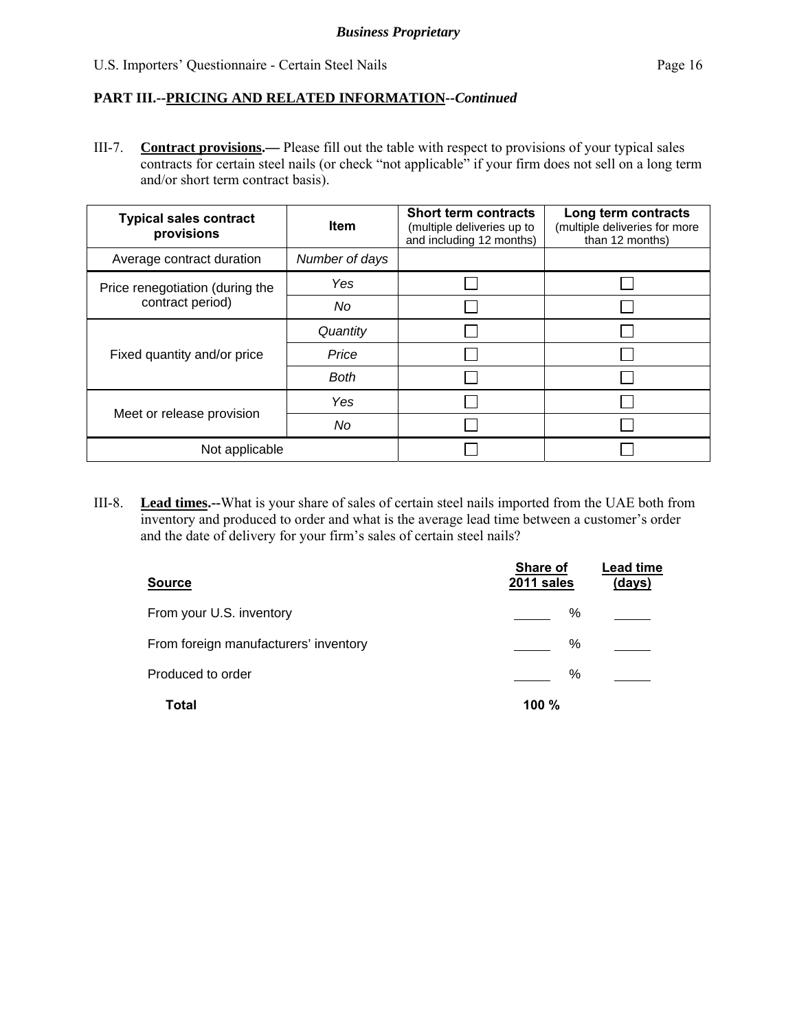**PART III.--PRICING AND RELATED INFORMATION--*Continued***

III-7. **Contract provisions.—** Please fill out the table with respect to provisions of your typical sales contracts for certain steel nails (or check "not applicable" if your firm does not sell on a long term and/or short term contract basis).

| Typical sales contract provisions | Item | Short term contracts (multiple deliveries up to and including 12 months) | Long term contracts (multiple deliveries for more than 12 months) |
|---|---|---|---|
| Average contract duration | *Number of days* | | |
| Price renegotiation (during the contract period) | *Yes* | ☐ | ☐ |
| | *No* | ☐ | ☐ |
| Fixed quantity and/or price | *Quantity* | ☐ | ☐ |
| | *Price* | ☐ | ☐ |
| | *Both* | ☐ | ☐ |
| Meet or release provision | *Yes* | ☐ | ☐ |
| | *No* | ☐ | ☐ |
| Not applicable | | ☐ | ☐ |

III-8. **Lead times.--**What is your share of sales of certain steel nails imported from the UAE both from inventory and produced to order and what is the average lead time between a customer's order and the date of delivery for your firm's sales of certain steel nails?

| Source | Share of 2011 sales | Lead time (days) |
|---|---|---|
| From your U.S. inventory | _____ % | _____ |
| From foreign manufacturers' inventory | _____ % | _____ |
| Produced to order | _____ % | _____ |
| **Total** | **100 %** | |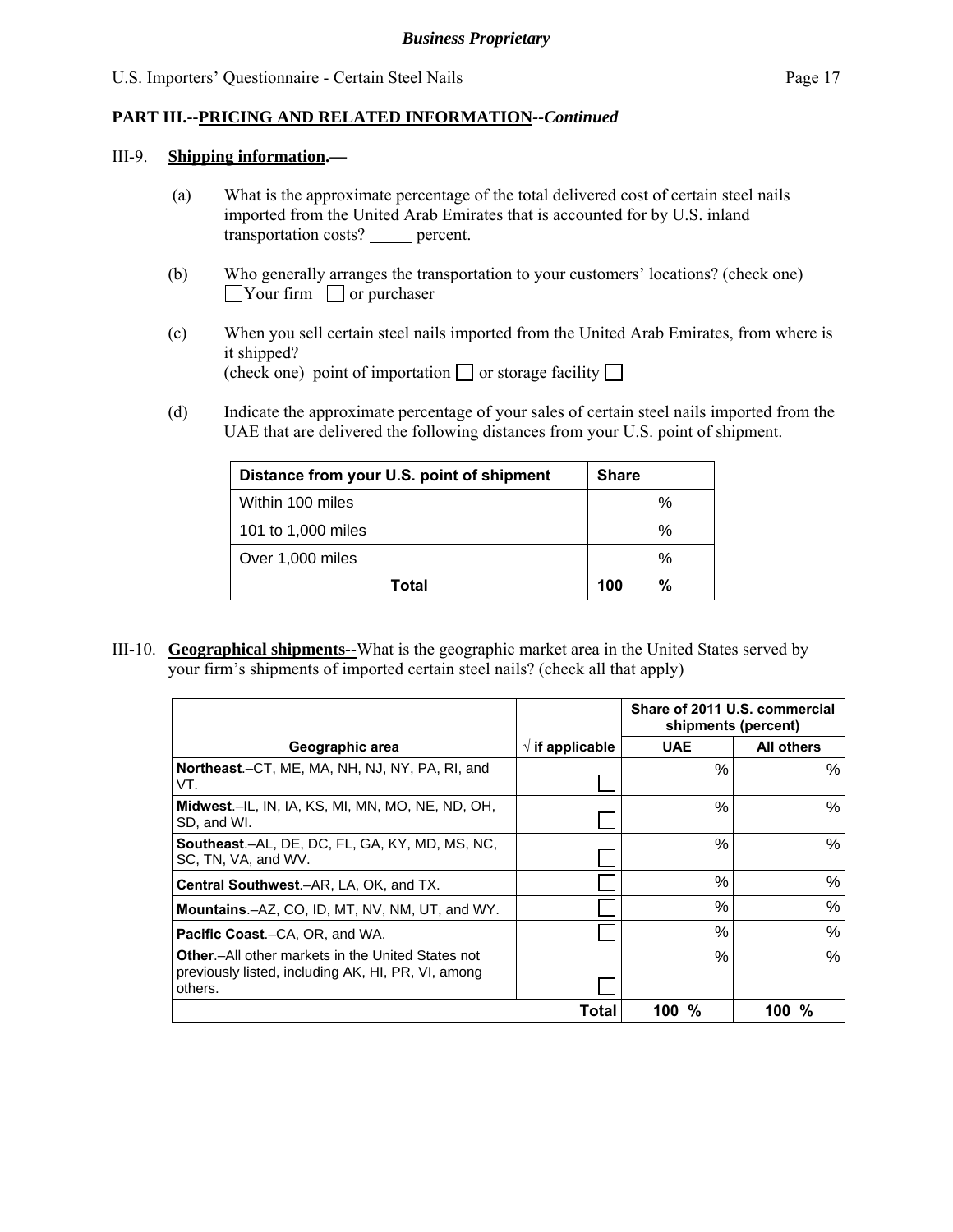## PART III.--PRICING AND RELATED INFORMATION--*Continued*

III-9. **Shipping information.—**

(a) What is the approximate percentage of the total delivered cost of certain steel nails imported from the United Arab Emirates that is accounted for by U.S. inland transportation costs? _____ percent.

(b) Who generally arranges the transportation to your customers' locations? (check one)
☐ Your firm ☐ or purchaser

(c) When you sell certain steel nails imported from the United Arab Emirates, from where is it shipped?
(check one) point of importation ☐ or storage facility ☐

(d) Indicate the approximate percentage of your sales of certain steel nails imported from the UAE that are delivered the following distances from your U.S. point of shipment.

| Distance from your U.S. point of shipment | Share |
|---|---|
| Within 100 miles | % |
| 101 to 1,000 miles | % |
| Over 1,000 miles | % |
| **Total** | **100 %** |

III-10. **Geographical shipments--**What is the geographic market area in the United States served by your firm's shipments of imported certain steel nails? (check all that apply)

| | | Share of 2011 U.S. commercial shipments (percent) | |
|---|---|---|---|
| **Geographic area** | **√ if applicable** | **UAE** | **All others** |
| **Northeast**.–CT, ME, MA, NH, NJ, NY, PA, RI, and VT. | ☐ | % | % |
| **Midwest**.–IL, IN, IA, KS, MI, MN, MO, NE, ND, OH, SD, and WI. | ☐ | % | % |
| **Southeast**.–AL, DE, DC, FL, GA, KY, MD, MS, NC, SC, TN, VA, and WV. | ☐ | % | % |
| **Central Southwest**.–AR, LA, OK, and TX. | ☐ | % | % |
| **Mountains**.–AZ, CO, ID, MT, NV, NM, UT, and WY. | ☐ | % | % |
| **Pacific Coast**.–CA, OR, and WA. | ☐ | % | % |
| **Other**.–All other markets in the United States not previously listed, including AK, HI, PR, VI, among others. | ☐ | % | % |
| | **Total** | **100 %** | **100 %** |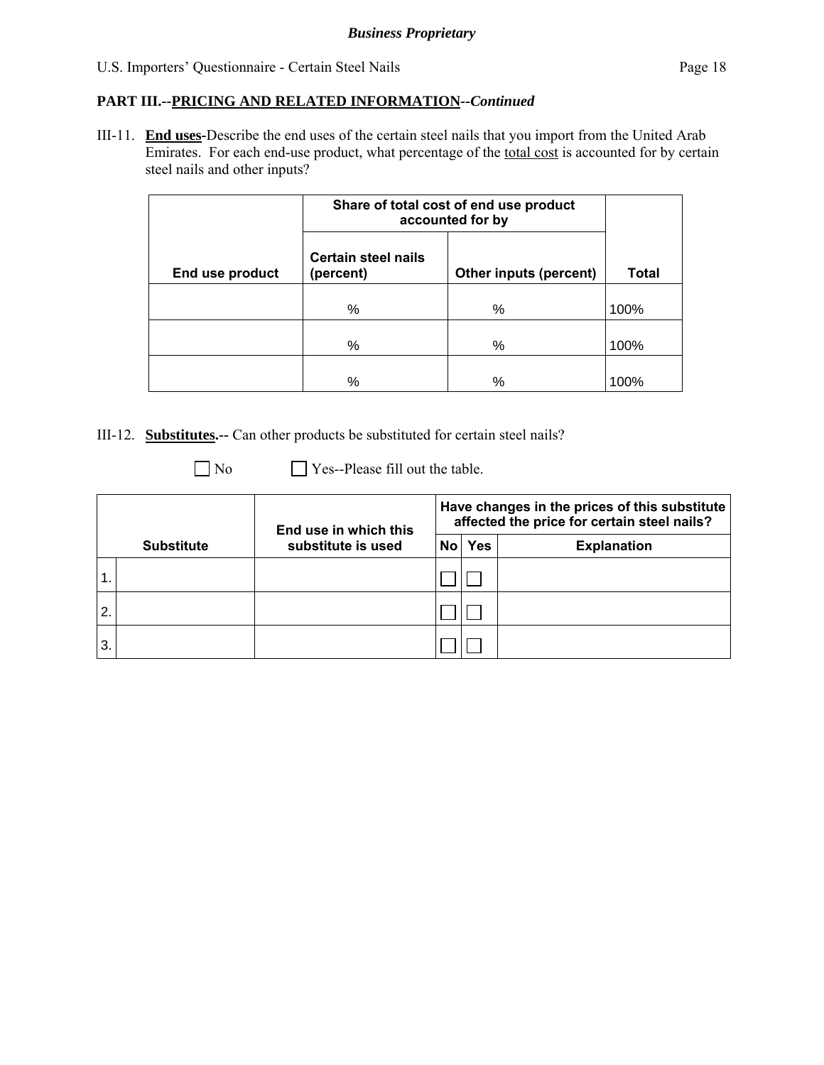**PART III.--PRICING AND RELATED INFORMATION--*Continued***

III-11. **End uses**-Describe the end uses of the certain steel nails that you import from the United Arab Emirates. For each end-use product, what percentage of the total cost is accounted for by certain steel nails and other inputs?

| | Share of total cost of end use product accounted for by | | |
|---|---|---|---|
| **End use product** | **Certain steel nails (percent)** | **Other inputs (percent)** | **Total** |
| | % | % | 100% |
| | % | % | 100% |
| | % | % | 100% |

III-12. **Substitutes.**-- Can other products be substituted for certain steel nails?

☐ No ☐ Yes--Please fill out the table.

| | | Have changes in the prices of this substitute affected the price for certain steel nails? | | |
|---|---|---|---|---|
| **Substitute** | **End use in which this substitute is used** | **No** | **Yes** | **Explanation** |
| 1. | | ☐ | ☐ | |
| 2. | | ☐ | ☐ | |
| 3. | | ☐ | ☐ | |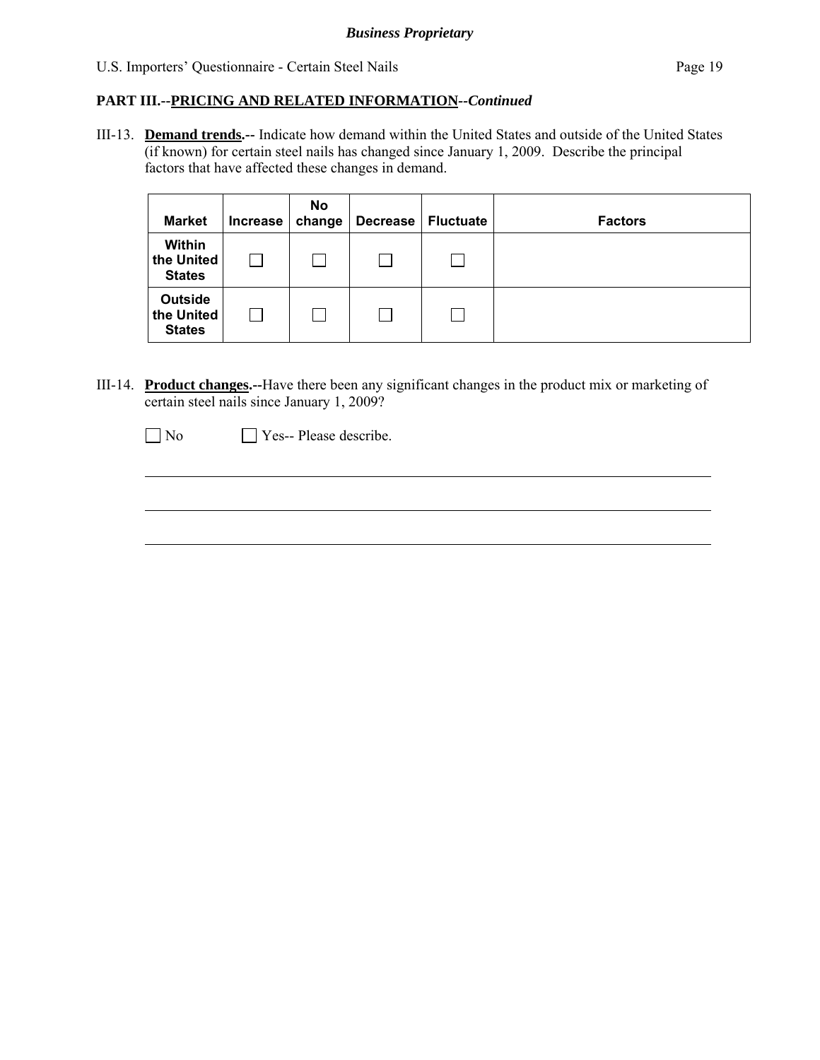**PART III.--PRICING AND RELATED INFORMATION--*Continued***

III-13. **Demand trends.--** Indicate how demand within the United States and outside of the United States (if known) for certain steel nails has changed since January 1, 2009. Describe the principal factors that have affected these changes in demand.

| Market | Increase | No change | Decrease | Fluctuate | Factors |
|---|---|---|---|---|---|
| Within the United States | ☐ | ☐ | ☐ | ☐ | |
| Outside the United States | ☐ | ☐ | ☐ | ☐ | |

III-14. **Product changes.--**Have there been any significant changes in the product mix or marketing of certain steel nails since January 1, 2009?

☐ No ☐ Yes-- Please describe.

_______________________________________________________________

_______________________________________________________________

_______________________________________________________________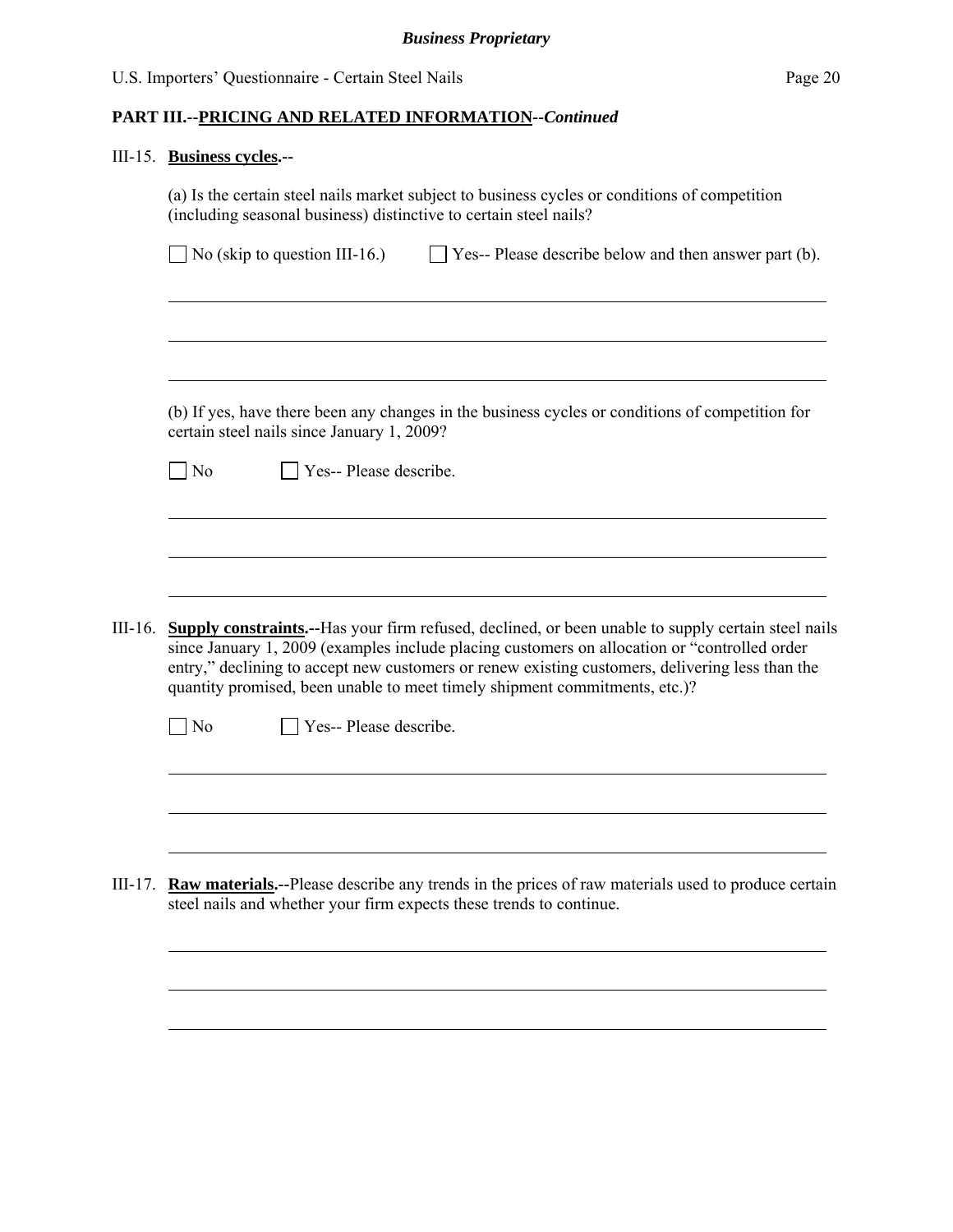**Business Proprietary**

## PART III.--PRICING AND RELATED INFORMATION--*Continued*

III-15. **Business cycles.**--

(a) Is the certain steel nails market subject to business cycles or conditions of competition (including seasonal business) distinctive to certain steel nails?

☐ No (skip to question III-16.)  ☐ Yes-- Please describe below and then answer part (b).

\_\_\_\_\_\_\_\_\_\_\_\_\_\_\_\_\_\_\_\_\_\_\_\_\_\_\_\_\_\_\_\_\_\_\_\_\_\_\_\_\_\_\_\_\_\_\_\_\_\_\_\_\_\_\_\_\_\_\_\_

\_\_\_\_\_\_\_\_\_\_\_\_\_\_\_\_\_\_\_\_\_\_\_\_\_\_\_\_\_\_\_\_\_\_\_\_\_\_\_\_\_\_\_\_\_\_\_\_\_\_\_\_\_\_\_\_\_\_\_\_

\_\_\_\_\_\_\_\_\_\_\_\_\_\_\_\_\_\_\_\_\_\_\_\_\_\_\_\_\_\_\_\_\_\_\_\_\_\_\_\_\_\_\_\_\_\_\_\_\_\_\_\_\_\_\_\_\_\_\_\_

(b) If yes, have there been any changes in the business cycles or conditions of competition for certain steel nails since January 1, 2009?

☐ No  ☐ Yes-- Please describe.

\_\_\_\_\_\_\_\_\_\_\_\_\_\_\_\_\_\_\_\_\_\_\_\_\_\_\_\_\_\_\_\_\_\_\_\_\_\_\_\_\_\_\_\_\_\_\_\_\_\_\_\_\_\_\_\_\_\_\_\_

\_\_\_\_\_\_\_\_\_\_\_\_\_\_\_\_\_\_\_\_\_\_\_\_\_\_\_\_\_\_\_\_\_\_\_\_\_\_\_\_\_\_\_\_\_\_\_\_\_\_\_\_\_\_\_\_\_\_\_\_

\_\_\_\_\_\_\_\_\_\_\_\_\_\_\_\_\_\_\_\_\_\_\_\_\_\_\_\_\_\_\_\_\_\_\_\_\_\_\_\_\_\_\_\_\_\_\_\_\_\_\_\_\_\_\_\_\_\_\_\_

III-16. **Supply constraints.**--Has your firm refused, declined, or been unable to supply certain steel nails since January 1, 2009 (examples include placing customers on allocation or "controlled order entry," declining to accept new customers or renew existing customers, delivering less than the quantity promised, been unable to meet timely shipment commitments, etc.)?

☐ No  ☐ Yes-- Please describe.

\_\_\_\_\_\_\_\_\_\_\_\_\_\_\_\_\_\_\_\_\_\_\_\_\_\_\_\_\_\_\_\_\_\_\_\_\_\_\_\_\_\_\_\_\_\_\_\_\_\_\_\_\_\_\_\_\_\_\_\_

\_\_\_\_\_\_\_\_\_\_\_\_\_\_\_\_\_\_\_\_\_\_\_\_\_\_\_\_\_\_\_\_\_\_\_\_\_\_\_\_\_\_\_\_\_\_\_\_\_\_\_\_\_\_\_\_\_\_\_\_

\_\_\_\_\_\_\_\_\_\_\_\_\_\_\_\_\_\_\_\_\_\_\_\_\_\_\_\_\_\_\_\_\_\_\_\_\_\_\_\_\_\_\_\_\_\_\_\_\_\_\_\_\_\_\_\_\_\_\_\_

III-17. **Raw materials.**--Please describe any trends in the prices of raw materials used to produce certain steel nails and whether your firm expects these trends to continue.

\_\_\_\_\_\_\_\_\_\_\_\_\_\_\_\_\_\_\_\_\_\_\_\_\_\_\_\_\_\_\_\_\_\_\_\_\_\_\_\_\_\_\_\_\_\_\_\_\_\_\_\_\_\_\_\_\_\_\_\_

\_\_\_\_\_\_\_\_\_\_\_\_\_\_\_\_\_\_\_\_\_\_\_\_\_\_\_\_\_\_\_\_\_\_\_\_\_\_\_\_\_\_\_\_\_\_\_\_\_\_\_\_\_\_\_\_\_\_\_\_

\_\_\_\_\_\_\_\_\_\_\_\_\_\_\_\_\_\_\_\_\_\_\_\_\_\_\_\_\_\_\_\_\_\_\_\_\_\_\_\_\_\_\_\_\_\_\_\_\_\_\_\_\_\_\_\_\_\_\_\_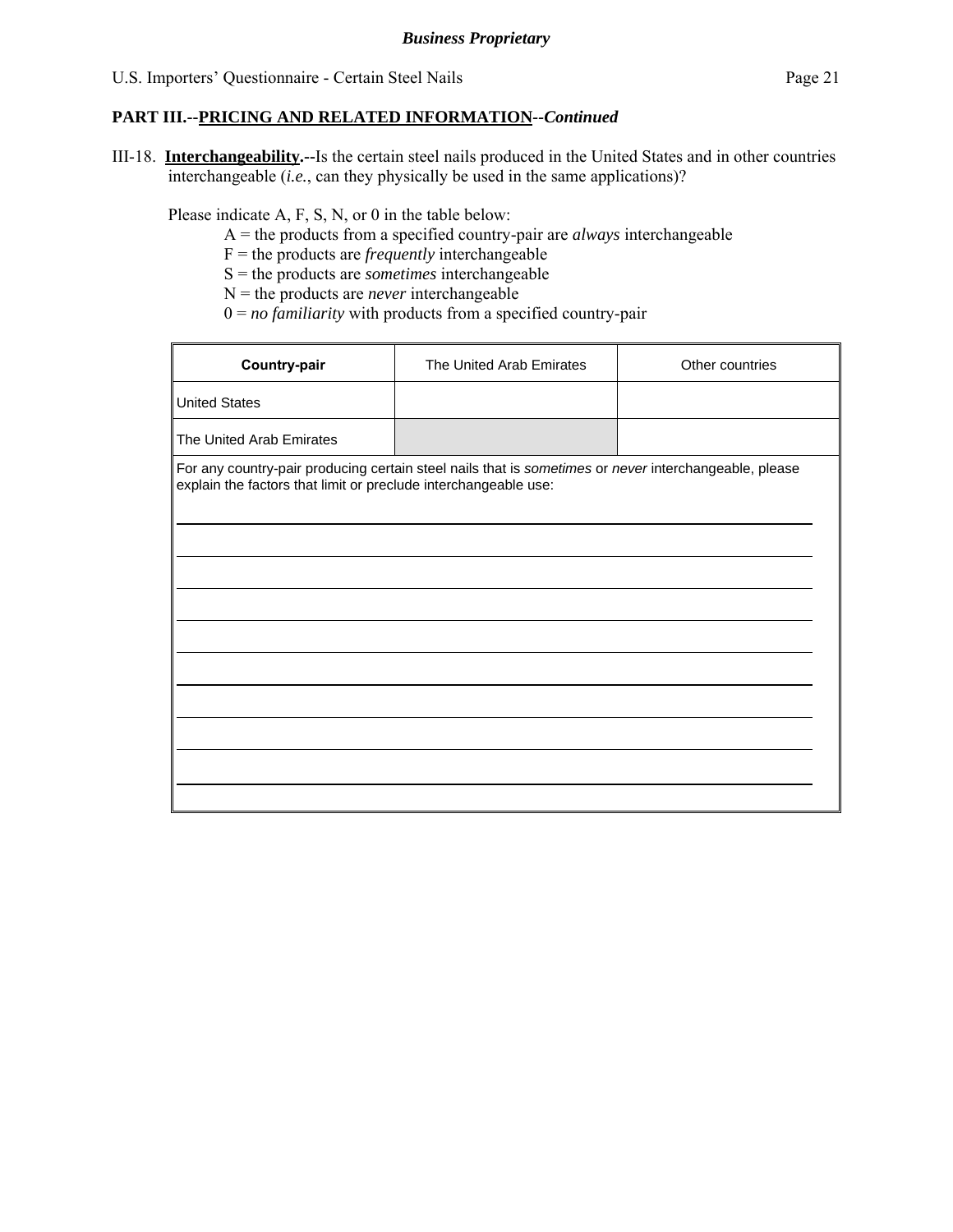*Business Proprietary*

**PART III.--PRICING AND RELATED INFORMATION--*Continued***

III-18. **Interchangeability.--**Is the certain steel nails produced in the United States and in other countries interchangeable (*i.e.*, can they physically be used in the same applications)?

Please indicate A, F, S, N, or 0 in the table below:

A = the products from a specified country-pair are *always* interchangeable
F = the products are *frequently* interchangeable
S = the products are *sometimes* interchangeable
N = the products are *never* interchangeable
0 = *no familiarity* with products from a specified country-pair

| **Country-pair** | The United Arab Emirates | Other countries |
|---|---|---|
| United States | | |
| The United Arab Emirates | | |

For any country-pair producing certain steel nails that is *sometimes* or *never* interchangeable, please explain the factors that limit or preclude interchangeable use: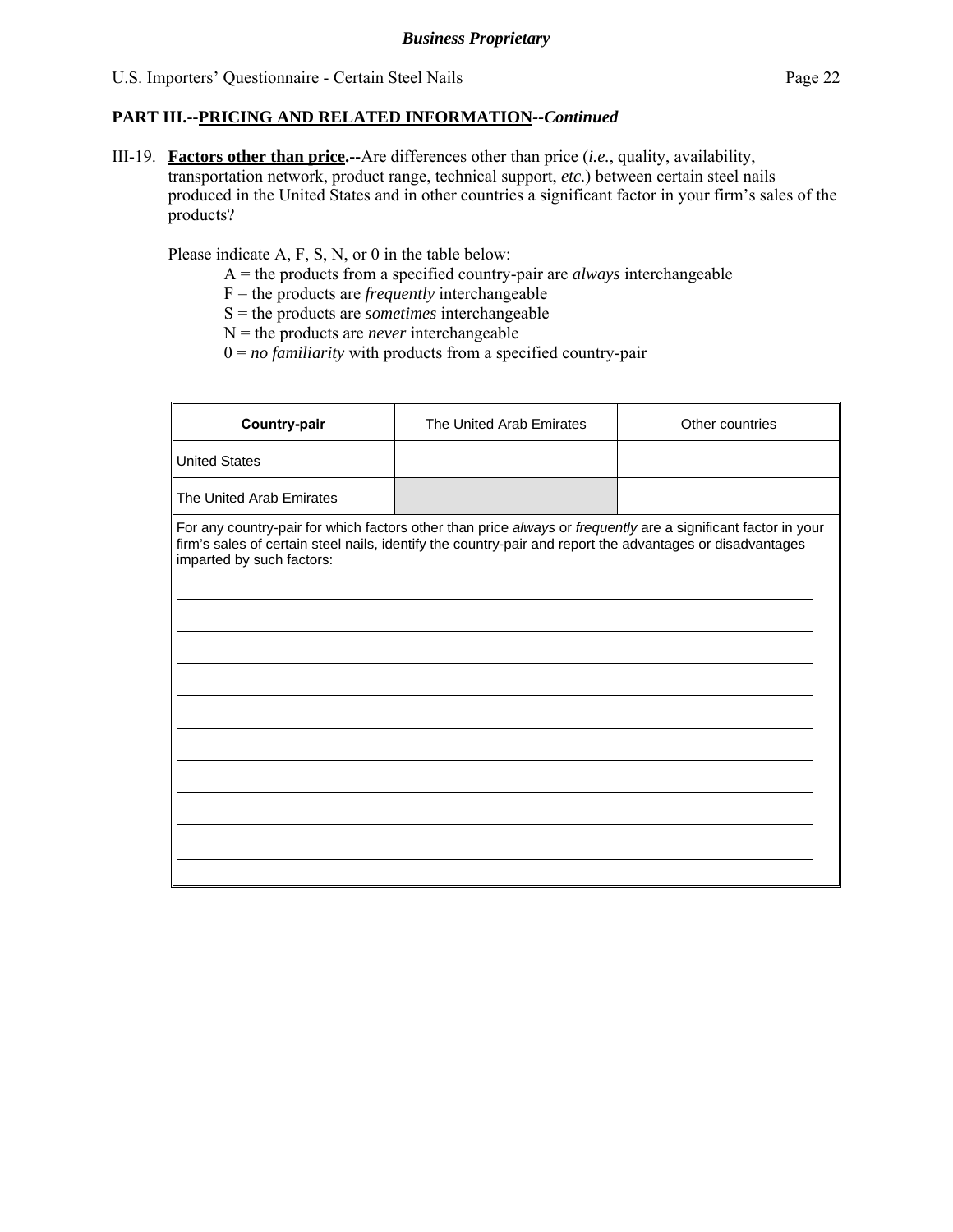**PART III.--PRICING AND RELATED INFORMATION--*Continued***

III-19. **Factors other than price.--**Are differences other than price (*i.e.*, quality, availability, transportation network, product range, technical support, *etc.*) between certain steel nails produced in the United States and in other countries a significant factor in your firm's sales of the products?

Please indicate A, F, S, N, or 0 in the table below:

A = the products from a specified country-pair are *always* interchangeable
F = the products are *frequently* interchangeable
S = the products are *sometimes* interchangeable
N = the products are *never* interchangeable
0 = *no familiarity* with products from a specified country-pair

| Country-pair | The United Arab Emirates | Other countries |
|---|---|---|
| United States | | |
| The United Arab Emirates | | |

For any country-pair for which factors other than price *always* or *frequently* are a significant factor in your firm's sales of certain steel nails, identify the country-pair and report the advantages or disadvantages imparted by such factors:

\_\_\_\_\_\_\_\_\_\_\_\_\_\_\_\_\_\_\_\_\_\_\_\_\_\_\_\_\_\_\_\_\_\_\_\_\_\_\_\_\_\_\_\_\_\_\_\_\_\_\_\_\_\_\_\_\_\_\_\_\_\_\_\_\_\_\_\_\_\_\_\_\_\_\_\_\_\_

\_\_\_\_\_\_\_\_\_\_\_\_\_\_\_\_\_\_\_\_\_\_\_\_\_\_\_\_\_\_\_\_\_\_\_\_\_\_\_\_\_\_\_\_\_\_\_\_\_\_\_\_\_\_\_\_\_\_\_\_\_\_\_\_\_\_\_\_\_\_\_\_\_\_\_\_\_\_

\_\_\_\_\_\_\_\_\_\_\_\_\_\_\_\_\_\_\_\_\_\_\_\_\_\_\_\_\_\_\_\_\_\_\_\_\_\_\_\_\_\_\_\_\_\_\_\_\_\_\_\_\_\_\_\_\_\_\_\_\_\_\_\_\_\_\_\_\_\_\_\_\_\_\_\_\_\_

\_\_\_\_\_\_\_\_\_\_\_\_\_\_\_\_\_\_\_\_\_\_\_\_\_\_\_\_\_\_\_\_\_\_\_\_\_\_\_\_\_\_\_\_\_\_\_\_\_\_\_\_\_\_\_\_\_\_\_\_\_\_\_\_\_\_\_\_\_\_\_\_\_\_\_\_\_\_

\_\_\_\_\_\_\_\_\_\_\_\_\_\_\_\_\_\_\_\_\_\_\_\_\_\_\_\_\_\_\_\_\_\_\_\_\_\_\_\_\_\_\_\_\_\_\_\_\_\_\_\_\_\_\_\_\_\_\_\_\_\_\_\_\_\_\_\_\_\_\_\_\_\_\_\_\_\_

\_\_\_\_\_\_\_\_\_\_\_\_\_\_\_\_\_\_\_\_\_\_\_\_\_\_\_\_\_\_\_\_\_\_\_\_\_\_\_\_\_\_\_\_\_\_\_\_\_\_\_\_\_\_\_\_\_\_\_\_\_\_\_\_\_\_\_\_\_\_\_\_\_\_\_\_\_\_

\_\_\_\_\_\_\_\_\_\_\_\_\_\_\_\_\_\_\_\_\_\_\_\_\_\_\_\_\_\_\_\_\_\_\_\_\_\_\_\_\_\_\_\_\_\_\_\_\_\_\_\_\_\_\_\_\_\_\_\_\_\_\_\_\_\_\_\_\_\_\_\_\_\_\_\_\_\_

\_\_\_\_\_\_\_\_\_\_\_\_\_\_\_\_\_\_\_\_\_\_\_\_\_\_\_\_\_\_\_\_\_\_\_\_\_\_\_\_\_\_\_\_\_\_\_\_\_\_\_\_\_\_\_\_\_\_\_\_\_\_\_\_\_\_\_\_\_\_\_\_\_\_\_\_\_\_

\_\_\_\_\_\_\_\_\_\_\_\_\_\_\_\_\_\_\_\_\_\_\_\_\_\_\_\_\_\_\_\_\_\_\_\_\_\_\_\_\_\_\_\_\_\_\_\_\_\_\_\_\_\_\_\_\_\_\_\_\_\_\_\_\_\_\_\_\_\_\_\_\_\_\_\_\_\_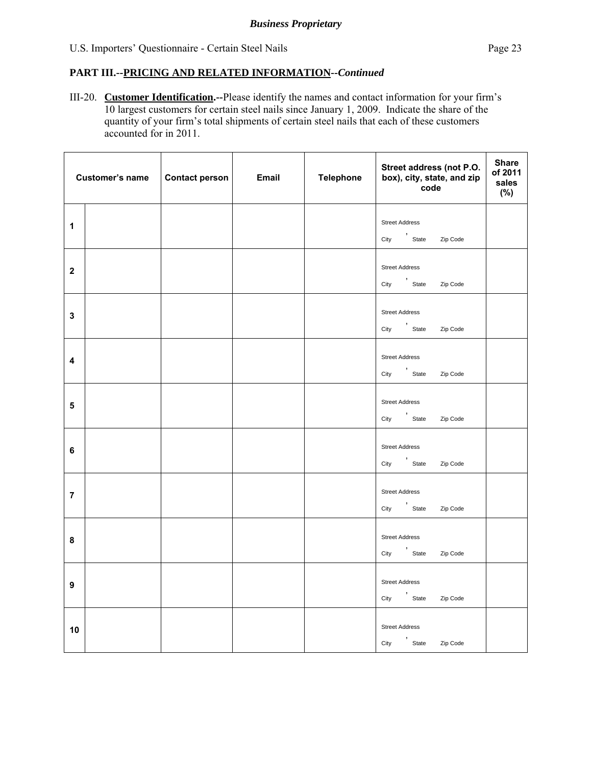*Business Proprietary*

## PART III.--PRICING AND RELATED INFORMATION--*Continued*

III-20. **Customer Identification.**--Please identify the names and contact information for your firm's 10 largest customers for certain steel nails since January 1, 2009. Indicate the share of the quantity of your firm's total shipments of certain steel nails that each of these customers accounted for in 2011.

| Customer's name | | Contact person | Email | Telephone | Street address (not P.O. box), city, state, and zip code | Share of 2011 sales (%) |
|---|---|---|---|---|---|---|
| 1 | | | | | Street Address<br>City , State Zip Code | |
| 2 | | | | | Street Address<br>City , State Zip Code | |
| 3 | | | | | Street Address<br>City , State Zip Code | |
| 4 | | | | | Street Address<br>City , State Zip Code | |
| 5 | | | | | Street Address<br>City , State Zip Code | |
| 6 | | | | | Street Address<br>City , State Zip Code | |
| 7 | | | | | Street Address<br>City , State Zip Code | |
| 8 | | | | | Street Address<br>City , State Zip Code | |
| 9 | | | | | Street Address<br>City , State Zip Code | |
| 10 | | | | | Street Address<br>City , State Zip Code | |